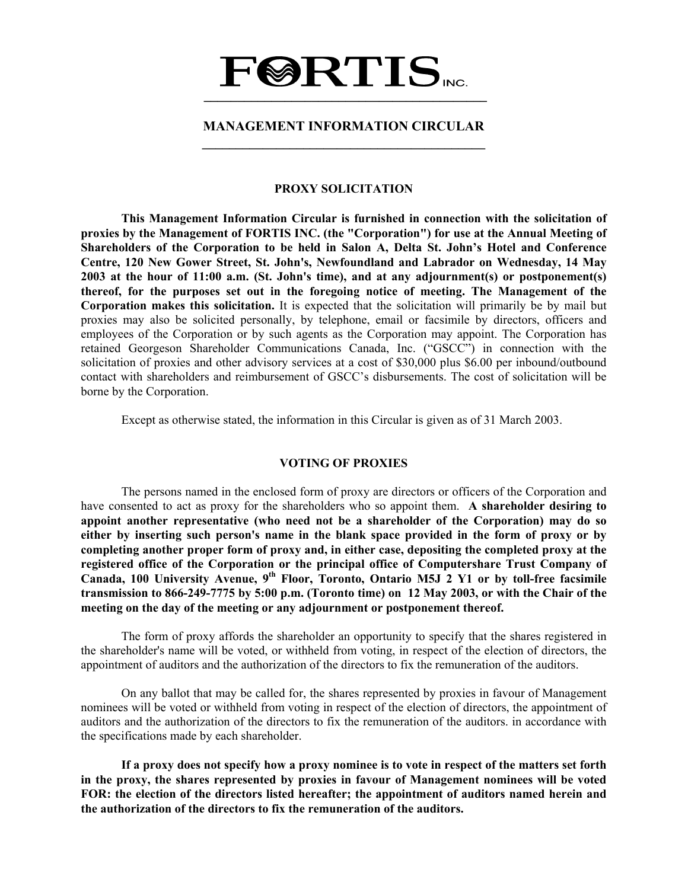# FORTIS INC.

## MANAGEMENT INFORMATION CIRCULAR

### PROXY SOLICITATION

**This Management Information Circular is furnished in connection with the solicitation of proxies by the Management of FORTIS INC. (the "Corporation") for use at the Annual Meeting of Shareholders of the Corporation to be held in Salon A, Delta St. John's Hotel and Conference Centre, 120 New Gower Street, St. John's, Newfoundland and Labrador on Wednesday, 14 May 2003 at the hour of 11:00 a.m. (St. John's time), and at any adjournment(s) or postponement(s) thereof, for the purposes set out in the foregoing notice of meeting. The Management of the Corporation makes this solicitation.** It is expected that the solicitation will primarily be by mail but proxies may also be solicited personally, by telephone, email or facsimile by directors, officers and employees of the Corporation or by such agents as the Corporation may appoint. The Corporation has retained Georgeson Shareholder Communications Canada, Inc. ("GSCC") in connection with the solicitation of proxies and other advisory services at a cost of $30,000 plus $6.00 per inbound/outbound contact with shareholders and reimbursement of GSCC's disbursements. The cost of solicitation will be borne by the Corporation.

Except as otherwise stated, the information in this Circular is given as of 31 March 2003.

### VOTING OF PROXIES

The persons named in the enclosed form of proxy are directors or officers of the Corporation and have consented to act as proxy for the shareholders who so appoint them. **A shareholder desiring to appoint another representative (who need not be a shareholder of the Corporation) may do so either by inserting such person's name in the blank space provided in the form of proxy or by completing another proper form of proxy and, in either case, depositing the completed proxy at the registered office of the Corporation or the principal office of Computershare Trust Company of Canada, 100 University Avenue, 9th Floor, Toronto, Ontario M5J 2 Y1 or by toll-free facsimile transmission to 866-249-7775 by 5:00 p.m. (Toronto time) on 12 May 2003, or with the Chair of the meeting on the day of the meeting or any adjournment or postponement thereof.**

The form of proxy affords the shareholder an opportunity to specify that the shares registered in the shareholder's name will be voted, or withheld from voting, in respect of the election of directors, the appointment of auditors and the authorization of the directors to fix the remuneration of the auditors.

On any ballot that may be called for, the shares represented by proxies in favour of Management nominees will be voted or withheld from voting in respect of the election of directors, the appointment of auditors and the authorization of the directors to fix the remuneration of the auditors. in accordance with the specifications made by each shareholder.

**If a proxy does not specify how a proxy nominee is to vote in respect of the matters set forth in the proxy, the shares represented by proxies in favour of Management nominees will be voted FOR: the election of the directors listed hereafter; the appointment of auditors named herein and the authorization of the directors to fix the remuneration of the auditors.**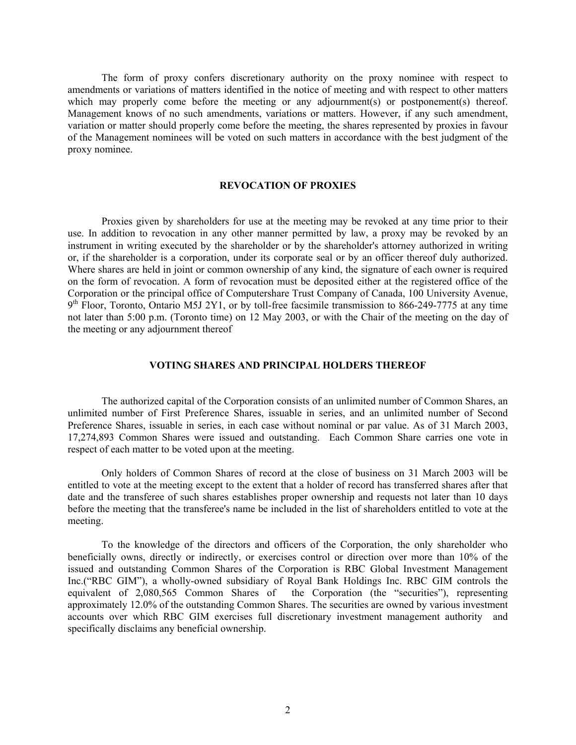The form of proxy confers discretionary authority on the proxy nominee with respect to amendments or variations of matters identified in the notice of meeting and with respect to other matters which may properly come before the meeting or any adjournment(s) or postponement(s) thereof. Management knows of no such amendments, variations or matters. However, if any such amendment, variation or matter should properly come before the meeting, the shares represented by proxies in favour of the Management nominees will be voted on such matters in accordance with the best judgment of the proxy nominee.

## REVOCATION OF PROXIES

Proxies given by shareholders for use at the meeting may be revoked at any time prior to their use. In addition to revocation in any other manner permitted by law, a proxy may be revoked by an instrument in writing executed by the shareholder or by the shareholder's attorney authorized in writing or, if the shareholder is a corporation, under its corporate seal or by an officer thereof duly authorized. Where shares are held in joint or common ownership of any kind, the signature of each owner is required on the form of revocation. A form of revocation must be deposited either at the registered office of the Corporation or the principal office of Computershare Trust Company of Canada, 100 University Avenue, 9th Floor, Toronto, Ontario M5J 2Y1, or by toll-free facsimile transmission to 866-249-7775 at any time not later than 5:00 p.m. (Toronto time) on 12 May 2003, or with the Chair of the meeting on the day of the meeting or any adjournment thereof

## VOTING SHARES AND PRINCIPAL HOLDERS THEREOF

The authorized capital of the Corporation consists of an unlimited number of Common Shares, an unlimited number of First Preference Shares, issuable in series, and an unlimited number of Second Preference Shares, issuable in series, in each case without nominal or par value. As of 31 March 2003, 17,274,893 Common Shares were issued and outstanding. Each Common Share carries one vote in respect of each matter to be voted upon at the meeting.

Only holders of Common Shares of record at the close of business on 31 March 2003 will be entitled to vote at the meeting except to the extent that a holder of record has transferred shares after that date and the transferee of such shares establishes proper ownership and requests not later than 10 days before the meeting that the transferee's name be included in the list of shareholders entitled to vote at the meeting.

To the knowledge of the directors and officers of the Corporation, the only shareholder who beneficially owns, directly or indirectly, or exercises control or direction over more than 10% of the issued and outstanding Common Shares of the Corporation is RBC Global Investment Management Inc.("RBC GIM"), a wholly-owned subsidiary of Royal Bank Holdings Inc. RBC GIM controls the equivalent of 2,080,565 Common Shares of the Corporation (the "securities"), representing approximately 12.0% of the outstanding Common Shares. The securities are owned by various investment accounts over which RBC GIM exercises full discretionary investment management authority and specifically disclaims any beneficial ownership.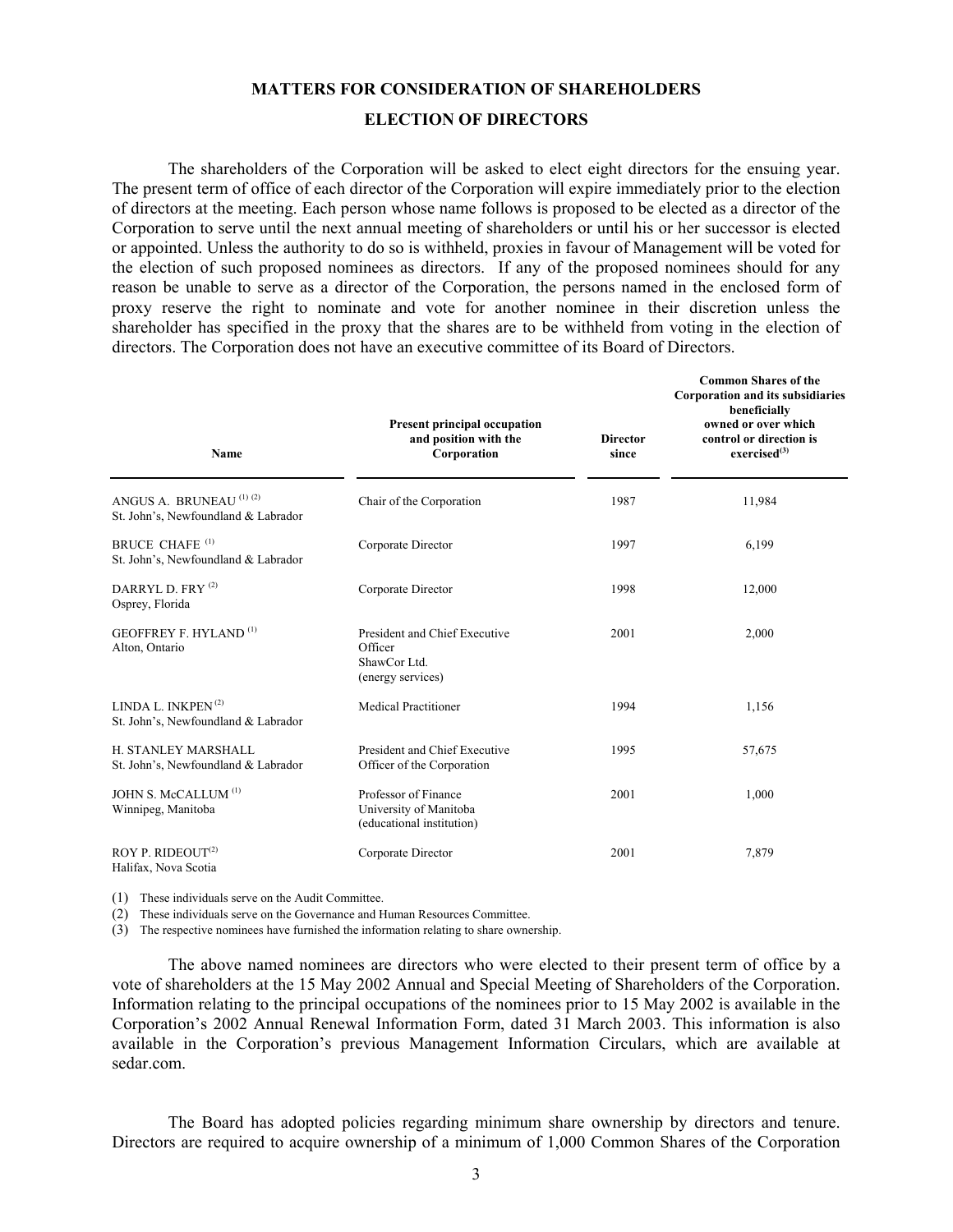## MATTERS FOR CONSIDERATION OF SHAREHOLDERS

## ELECTION OF DIRECTORS

The shareholders of the Corporation will be asked to elect eight directors for the ensuing year. The present term of office of each director of the Corporation will expire immediately prior to the election of directors at the meeting. Each person whose name follows is proposed to be elected as a director of the Corporation to serve until the next annual meeting of shareholders or until his or her successor is elected or appointed. Unless the authority to do so is withheld, proxies in favour of Management will be voted for the election of such proposed nominees as directors. If any of the proposed nominees should for any reason be unable to serve as a director of the Corporation, the persons named in the enclosed form of proxy reserve the right to nominate and vote for another nominee in their discretion unless the shareholder has specified in the proxy that the shares are to be withheld from voting in the election of directors. The Corporation does not have an executive committee of its Board of Directors.

| Name | Present principal occupation and position with the Corporation | Director since | Common Shares of the Corporation and its subsidiaries beneficially owned or over which control or direction is exercised(3) |
|---|---|---|---|
| ANGUS A. BRUNEAU (1) (2)<br>St. John's, Newfoundland & Labrador | Chair of the Corporation | 1987 | 11,984 |
| BRUCE CHAFE (1)<br>St. John's, Newfoundland & Labrador | Corporate Director | 1997 | 6,199 |
| DARRYL D. FRY (2)<br>Osprey, Florida | Corporate Director | 1998 | 12,000 |
| GEOFFREY F. HYLAND (1)<br>Alton, Ontario | President and Chief Executive Officer<br>ShawCor Ltd.<br>(energy services) | 2001 | 2,000 |
| LINDA L. INKPEN (2)<br>St. John's, Newfoundland & Labrador | Medical Practitioner | 1994 | 1,156 |
| H. STANLEY MARSHALL<br>St. John's, Newfoundland & Labrador | President and Chief Executive Officer of the Corporation | 1995 | 57,675 |
| JOHN S. McCALLUM (1)<br>Winnipeg, Manitoba | Professor of Finance<br>University of Manitoba<br>(educational institution) | 2001 | 1,000 |
| ROY P. RIDEOUT(2)<br>Halifax, Nova Scotia | Corporate Director | 2001 | 7,879 |

(1) These individuals serve on the Audit Committee.
(2) These individuals serve on the Governance and Human Resources Committee.
(3) The respective nominees have furnished the information relating to share ownership.

The above named nominees are directors who were elected to their present term of office by a vote of shareholders at the 15 May 2002 Annual and Special Meeting of Shareholders of the Corporation. Information relating to the principal occupations of the nominees prior to 15 May 2002 is available in the Corporation's 2002 Annual Renewal Information Form, dated 31 March 2003. This information is also available in the Corporation's previous Management Information Circulars, which are available at sedar.com.

The Board has adopted policies regarding minimum share ownership by directors and tenure. Directors are required to acquire ownership of a minimum of 1,000 Common Shares of the Corporation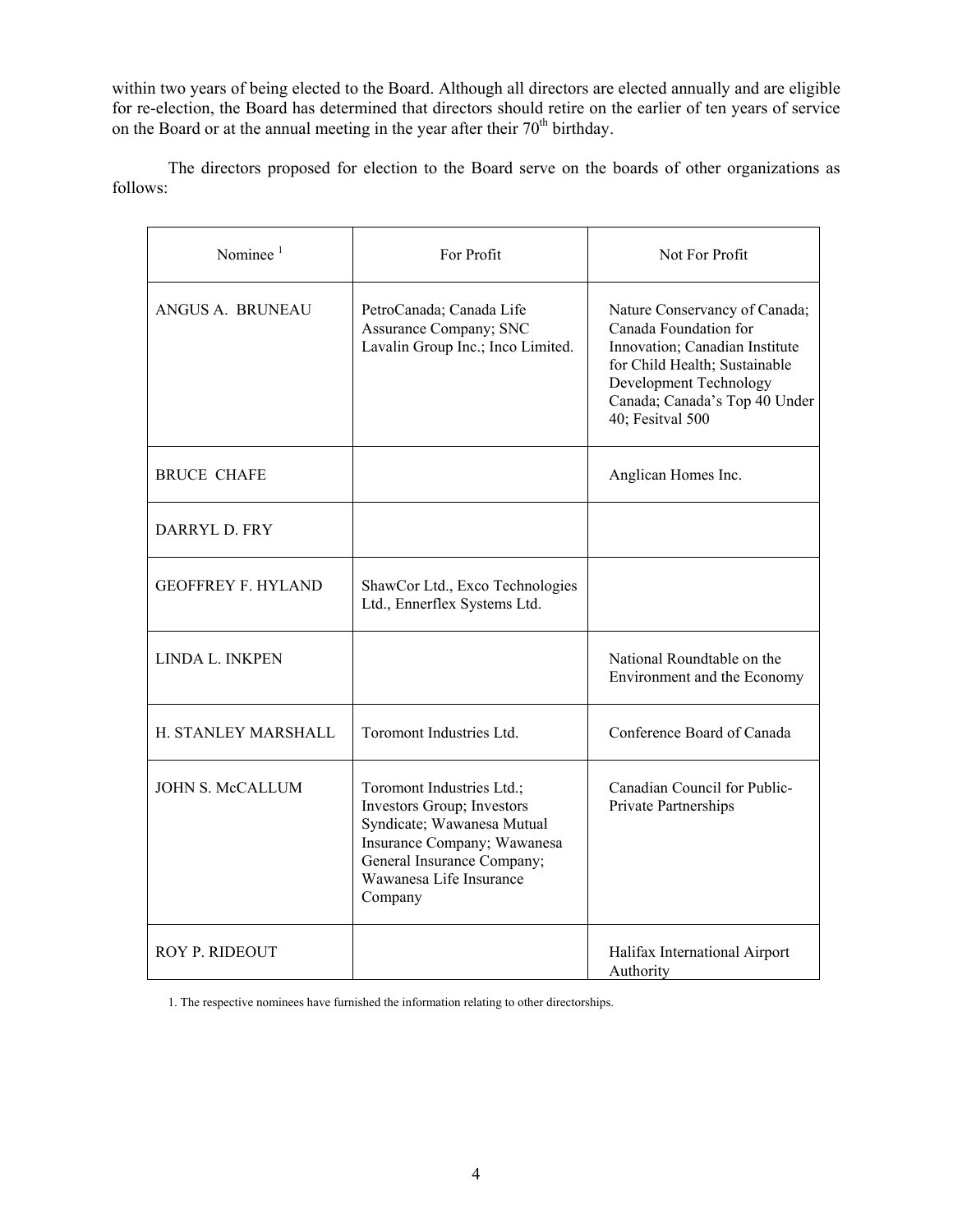within two years of being elected to the Board. Although all directors are elected annually and are eligible for re-election, the Board has determined that directors should retire on the earlier of ten years of service on the Board or at the annual meeting in the year after their 70th birthday.

The directors proposed for election to the Board serve on the boards of other organizations as follows:

| Nominee [1] | For Profit | Not For Profit |
|---|---|---|
| ANGUS A. BRUNEAU | PetroCanada; Canada Life Assurance Company; SNC Lavalin Group Inc.; Inco Limited. | Nature Conservancy of Canada; Canada Foundation for Innovation; Canadian Institute for Child Health; Sustainable Development Technology Canada; Canada's Top 40 Under 40; Fesitval 500 |
| BRUCE CHAFE | | Anglican Homes Inc. |
| DARRYL D. FRY | | |
| GEOFFREY F. HYLAND | ShawCor Ltd., Exco Technologies Ltd., Ennerflex Systems Ltd. | |
| LINDA L. INKPEN | | National Roundtable on the Environment and the Economy |
| H. STANLEY MARSHALL | Toromont Industries Ltd. | Conference Board of Canada |
| JOHN S. McCALLUM | Toromont Industries Ltd.; Investors Group; Investors Syndicate; Wawanesa Mutual Insurance Company; Wawanesa General Insurance Company; Wawanesa Life Insurance Company | Canadian Council for Public-Private Partnerships |
| ROY P. RIDEOUT | | Halifax International Airport Authority |

1. The respective nominees have furnished the information relating to other directorships.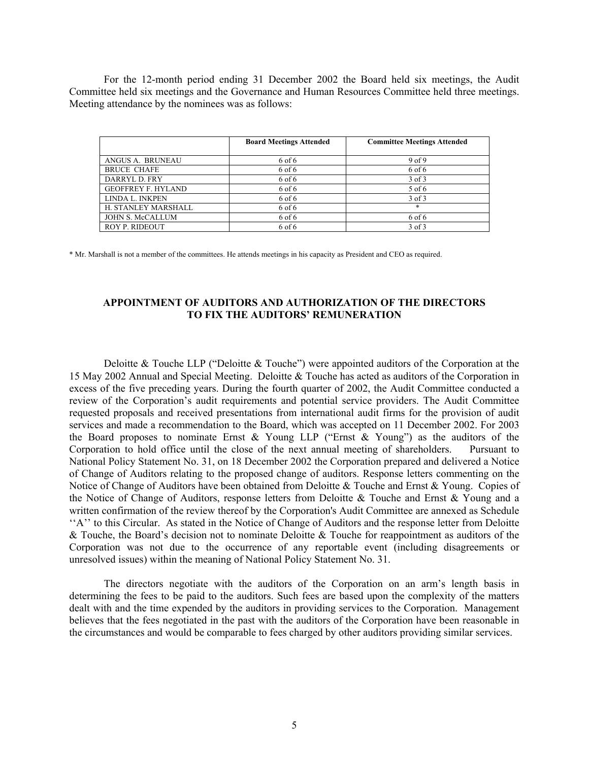For the 12-month period ending 31 December 2002 the Board held six meetings, the Audit Committee held six meetings and the Governance and Human Resources Committee held three meetings. Meeting attendance by the nominees was as follows:

| | **Board Meetings Attended** | **Committee Meetings Attended** |
|---|---|---|
| ANGUS A. BRUNEAU | 6 of 6 | 9 of 9 |
| BRUCE CHAFE | 6 of 6 | 6 of 6 |
| DARRYL D. FRY | 6 of 6 | 3 of 3 |
| GEOFFREY F. HYLAND | 6 of 6 | 5 of 6 |
| LINDA L. INKPEN | 6 of 6 | 3 of 3 |
| H. STANLEY MARSHALL | 6 of 6 | * |
| JOHN S. McCALLUM | 6 of 6 | 6 of 6 |
| ROY P. RIDEOUT | 6 of 6 | 3 of 3 |

\* Mr. Marshall is not a member of the committees. He attends meetings in his capacity as President and CEO as required.

## APPOINTMENT OF AUDITORS AND AUTHORIZATION OF THE DIRECTORS TO FIX THE AUDITORS' REMUNERATION

Deloitte & Touche LLP ("Deloitte & Touche") were appointed auditors of the Corporation at the 15 May 2002 Annual and Special Meeting. Deloitte & Touche has acted as auditors of the Corporation in excess of the five preceding years. During the fourth quarter of 2002, the Audit Committee conducted a review of the Corporation's audit requirements and potential service providers. The Audit Committee requested proposals and received presentations from international audit firms for the provision of audit services and made a recommendation to the Board, which was accepted on 11 December 2002. For 2003 the Board proposes to nominate Ernst & Young LLP ("Ernst & Young") as the auditors of the Corporation to hold office until the close of the next annual meeting of shareholders. Pursuant to National Policy Statement No. 31, on 18 December 2002 the Corporation prepared and delivered a Notice of Change of Auditors relating to the proposed change of auditors. Response letters commenting on the Notice of Change of Auditors have been obtained from Deloitte & Touche and Ernst & Young. Copies of the Notice of Change of Auditors, response letters from Deloitte & Touche and Ernst & Young and a written confirmation of the review thereof by the Corporation's Audit Committee are annexed as Schedule ''A'' to this Circular. As stated in the Notice of Change of Auditors and the response letter from Deloitte & Touche, the Board's decision not to nominate Deloitte & Touche for reappointment as auditors of the Corporation was not due to the occurrence of any reportable event (including disagreements or unresolved issues) within the meaning of National Policy Statement No. 31.

The directors negotiate with the auditors of the Corporation on an arm's length basis in determining the fees to be paid to the auditors. Such fees are based upon the complexity of the matters dealt with and the time expended by the auditors in providing services to the Corporation. Management believes that the fees negotiated in the past with the auditors of the Corporation have been reasonable in the circumstances and would be comparable to fees charged by other auditors providing similar services.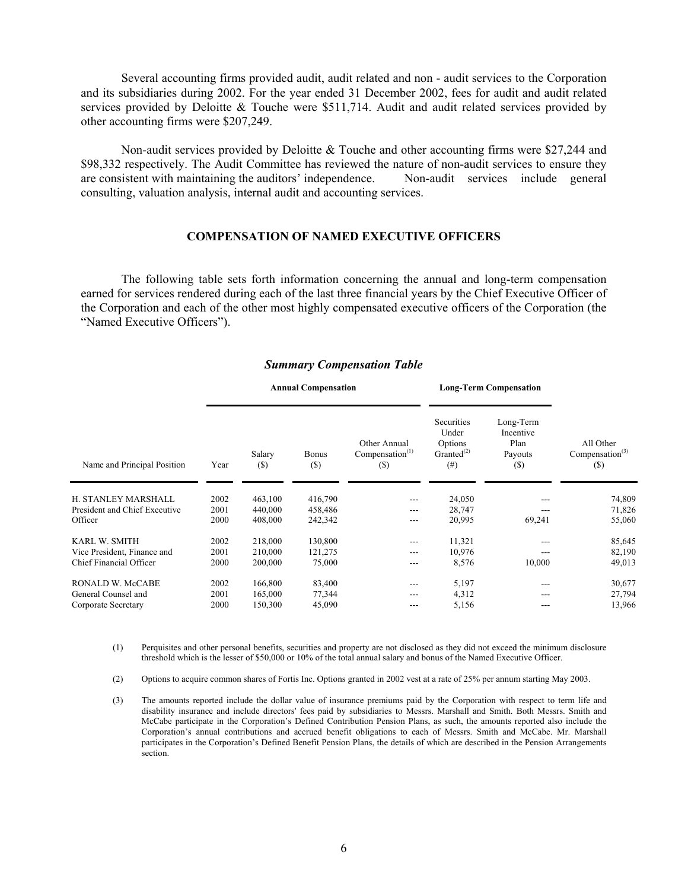Several accounting firms provided audit, audit related and non - audit services to the Corporation and its subsidiaries during 2002. For the year ended 31 December 2002, fees for audit and audit related services provided by Deloitte & Touche were $511,714. Audit and audit related services provided by other accounting firms were $207,249.

Non-audit services provided by Deloitte & Touche and other accounting firms were $27,244 and $98,332 respectively. The Audit Committee has reviewed the nature of non-audit services to ensure they are consistent with maintaining the auditors' independence. Non-audit services include general consulting, valuation analysis, internal audit and accounting services.

## COMPENSATION OF NAMED EXECUTIVE OFFICERS

The following table sets forth information concerning the annual and long-term compensation earned for services rendered during each of the last three financial years by the Chief Executive Officer of the Corporation and each of the other most highly compensated executive officers of the Corporation (the "Named Executive Officers").

***Summary Compensation Table***

| | | Annual Compensation | | | Long-Term Compensation | | |
|---|---|---|---|---|---|---|---|
| Name and Principal Position | Year | Salary ($) | Bonus ($) | Other Annual Compensation[(1)] ($) | Securities Under Options Granted[(2)] (#) | Long-Term Incentive Plan Payouts ($) | All Other Compensation[(3)] ($) |
| H. STANLEY MARSHALL | 2002 | 463,100 | 416,790 | --- | 24,050 | --- | 74,809 |
| President and Chief Executive | 2001 | 440,000 | 458,486 | --- | 28,747 | --- | 71,826 |
| Officer | 2000 | 408,000 | 242,342 | --- | 20,995 | 69,241 | 55,060 |
| KARL W. SMITH | 2002 | 218,000 | 130,800 | --- | 11,321 | --- | 85,645 |
| Vice President, Finance and | 2001 | 210,000 | 121,275 | --- | 10,976 | --- | 82,190 |
| Chief Financial Officer | 2000 | 200,000 | 75,000 | --- | 8,576 | 10,000 | 49,013 |
| RONALD W. McCABE | 2002 | 166,800 | 83,400 | --- | 5,197 | --- | 30,677 |
| General Counsel and | 2001 | 165,000 | 77,344 | --- | 4,312 | --- | 27,794 |
| Corporate Secretary | 2000 | 150,300 | 45,090 | --- | 5,156 | --- | 13,966 |

(1) Perquisites and other personal benefits, securities and property are not disclosed as they did not exceed the minimum disclosure threshold which is the lesser of $50,000 or 10% of the total annual salary and bonus of the Named Executive Officer.

(2) Options to acquire common shares of Fortis Inc. Options granted in 2002 vest at a rate of 25% per annum starting May 2003.

(3) The amounts reported include the dollar value of insurance premiums paid by the Corporation with respect to term life and disability insurance and include directors' fees paid by subsidiaries to Messrs. Marshall and Smith. Both Messrs. Smith and McCabe participate in the Corporation's Defined Contribution Pension Plans, as such, the amounts reported also include the Corporation's annual contributions and accrued benefit obligations to each of Messrs. Smith and McCabe. Mr. Marshall participates in the Corporation's Defined Benefit Pension Plans, the details of which are described in the Pension Arrangements section.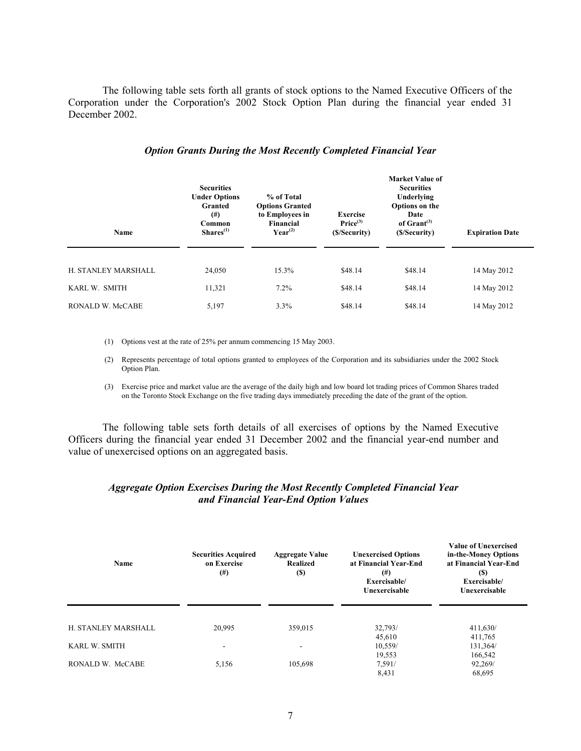The following table sets forth all grants of stock options to the Named Executive Officers of the Corporation under the Corporation's 2002 Stock Option Plan during the financial year ended 31 December 2002.

### *Option Grants During the Most Recently Completed Financial Year*

| Name | Securities Under Options Granted (#) Common Shares[(1)] | % of Total Options Granted to Employees in Financial Year[(2)] | Exercise Price[(3)] ($/Security) | Market Value of Securities Underlying Options on the Date of Grant[(3)] ($/Security) | Expiration Date |
|---|---|---|---|---|---|
| H. STANLEY MARSHALL | 24,050 | 15.3% | $48.14 | $48.14 | 14 May 2012 |
| KARL W. SMITH | 11,321 | 7.2% | $48.14 | $48.14 | 14 May 2012 |
| RONALD W. McCABE | 5,197 | 3.3% | $48.14 | $48.14 | 14 May 2012 |

(1) Options vest at the rate of 25% per annum commencing 15 May 2003.

(2) Represents percentage of total options granted to employees of the Corporation and its subsidiaries under the 2002 Stock Option Plan.

(3) Exercise price and market value are the average of the daily high and low board lot trading prices of Common Shares traded on the Toronto Stock Exchange on the five trading days immediately preceding the date of the grant of the option.

The following table sets forth details of all exercises of options by the Named Executive Officers during the financial year ended 31 December 2002 and the financial year-end number and value of unexercised options on an aggregated basis.

### *Aggregate Option Exercises During the Most Recently Completed Financial Year and Financial Year-End Option Values*

| Name | Securities Acquired on Exercise (#) | Aggregate Value Realized ($) | Unexercised Options at Financial Year-End (#) Exercisable/ Unexercisable | Value of Unexercised in-the-Money Options at Financial Year-End ($) Exercisable/ Unexercisable |
|---|---|---|---|---|
| H. STANLEY MARSHALL | 20,995 | 359,015 | 32,793/ 45,610 | 411,630/ 411,765 |
| KARL W. SMITH | - | - | 10,559/ 19,553 | 131,364/ 166,542 |
| RONALD W. McCABE | 5,156 | 105,698 | 7,591/ 8,431 | 92,269/ 68,695 |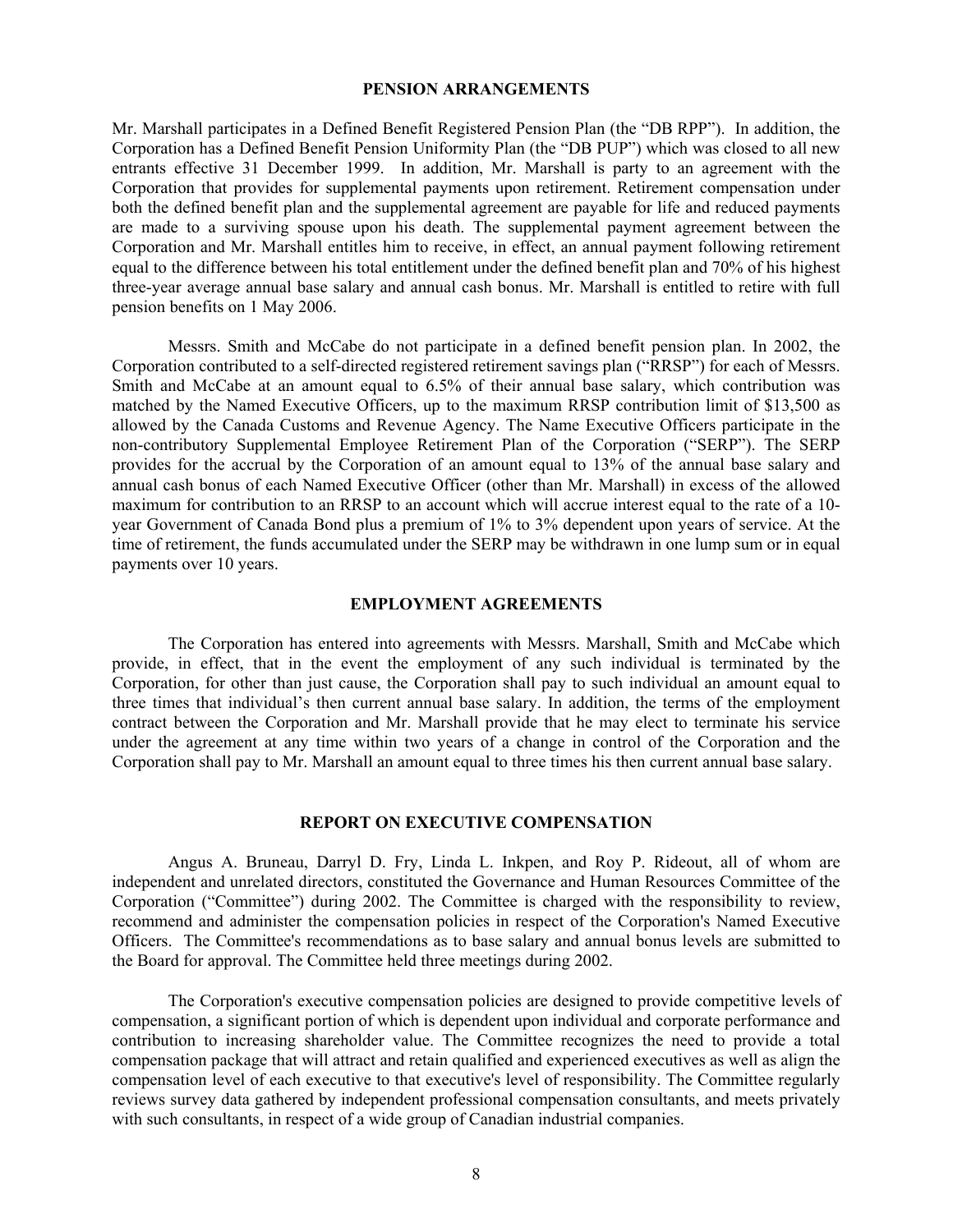## PENSION ARRANGEMENTS

Mr. Marshall participates in a Defined Benefit Registered Pension Plan (the "DB RPP"). In addition, the Corporation has a Defined Benefit Pension Uniformity Plan (the "DB PUP") which was closed to all new entrants effective 31 December 1999. In addition, Mr. Marshall is party to an agreement with the Corporation that provides for supplemental payments upon retirement. Retirement compensation under both the defined benefit plan and the supplemental agreement are payable for life and reduced payments are made to a surviving spouse upon his death. The supplemental payment agreement between the Corporation and Mr. Marshall entitles him to receive, in effect, an annual payment following retirement equal to the difference between his total entitlement under the defined benefit plan and 70% of his highest three-year average annual base salary and annual cash bonus. Mr. Marshall is entitled to retire with full pension benefits on 1 May 2006.

Messrs. Smith and McCabe do not participate in a defined benefit pension plan. In 2002, the Corporation contributed to a self-directed registered retirement savings plan ("RRSP") for each of Messrs. Smith and McCabe at an amount equal to 6.5% of their annual base salary, which contribution was matched by the Named Executive Officers, up to the maximum RRSP contribution limit of $13,500 as allowed by the Canada Customs and Revenue Agency. The Name Executive Officers participate in the non-contributory Supplemental Employee Retirement Plan of the Corporation ("SERP"). The SERP provides for the accrual by the Corporation of an amount equal to 13% of the annual base salary and annual cash bonus of each Named Executive Officer (other than Mr. Marshall) in excess of the allowed maximum for contribution to an RRSP to an account which will accrue interest equal to the rate of a 10-year Government of Canada Bond plus a premium of 1% to 3% dependent upon years of service. At the time of retirement, the funds accumulated under the SERP may be withdrawn in one lump sum or in equal payments over 10 years.

## EMPLOYMENT AGREEMENTS

The Corporation has entered into agreements with Messrs. Marshall, Smith and McCabe which provide, in effect, that in the event the employment of any such individual is terminated by the Corporation, for other than just cause, the Corporation shall pay to such individual an amount equal to three times that individual's then current annual base salary. In addition, the terms of the employment contract between the Corporation and Mr. Marshall provide that he may elect to terminate his service under the agreement at any time within two years of a change in control of the Corporation and the Corporation shall pay to Mr. Marshall an amount equal to three times his then current annual base salary.

## REPORT ON EXECUTIVE COMPENSATION

Angus A. Bruneau, Darryl D. Fry, Linda L. Inkpen, and Roy P. Rideout, all of whom are independent and unrelated directors, constituted the Governance and Human Resources Committee of the Corporation ("Committee") during 2002. The Committee is charged with the responsibility to review, recommend and administer the compensation policies in respect of the Corporation's Named Executive Officers. The Committee's recommendations as to base salary and annual bonus levels are submitted to the Board for approval. The Committee held three meetings during 2002.

The Corporation's executive compensation policies are designed to provide competitive levels of compensation, a significant portion of which is dependent upon individual and corporate performance and contribution to increasing shareholder value. The Committee recognizes the need to provide a total compensation package that will attract and retain qualified and experienced executives as well as align the compensation level of each executive to that executive's level of responsibility. The Committee regularly reviews survey data gathered by independent professional compensation consultants, and meets privately with such consultants, in respect of a wide group of Canadian industrial companies.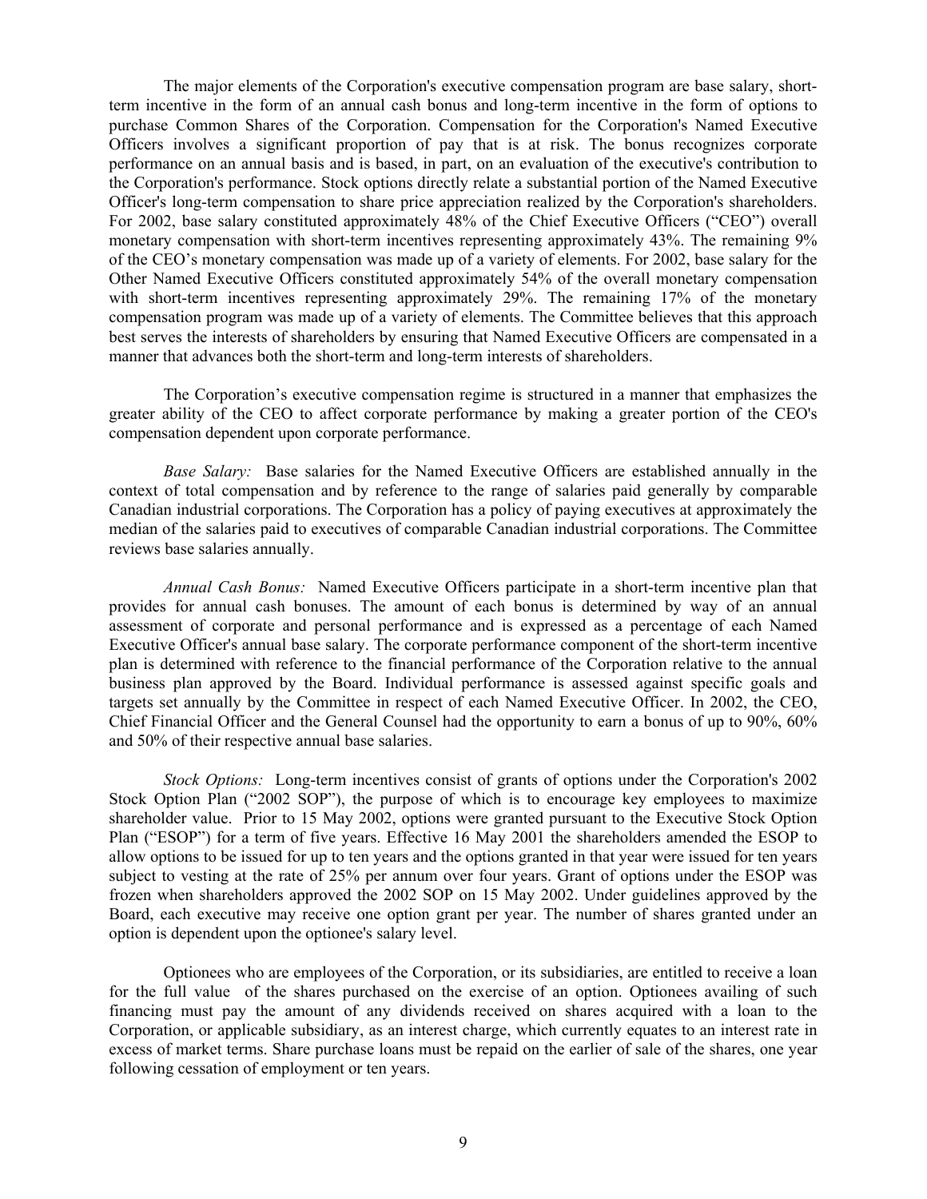The major elements of the Corporation's executive compensation program are base salary, short-term incentive in the form of an annual cash bonus and long-term incentive in the form of options to purchase Common Shares of the Corporation. Compensation for the Corporation's Named Executive Officers involves a significant proportion of pay that is at risk. The bonus recognizes corporate performance on an annual basis and is based, in part, on an evaluation of the executive's contribution to the Corporation's performance. Stock options directly relate a substantial portion of the Named Executive Officer's long-term compensation to share price appreciation realized by the Corporation's shareholders. For 2002, base salary constituted approximately 48% of the Chief Executive Officers ("CEO") overall monetary compensation with short-term incentives representing approximately 43%. The remaining 9% of the CEO's monetary compensation was made up of a variety of elements. For 2002, base salary for the Other Named Executive Officers constituted approximately 54% of the overall monetary compensation with short-term incentives representing approximately 29%. The remaining 17% of the monetary compensation program was made up of a variety of elements. The Committee believes that this approach best serves the interests of shareholders by ensuring that Named Executive Officers are compensated in a manner that advances both the short-term and long-term interests of shareholders.

The Corporation's executive compensation regime is structured in a manner that emphasizes the greater ability of the CEO to affect corporate performance by making a greater portion of the CEO's compensation dependent upon corporate performance.

*Base Salary:* Base salaries for the Named Executive Officers are established annually in the context of total compensation and by reference to the range of salaries paid generally by comparable Canadian industrial corporations. The Corporation has a policy of paying executives at approximately the median of the salaries paid to executives of comparable Canadian industrial corporations. The Committee reviews base salaries annually.

*Annual Cash Bonus:* Named Executive Officers participate in a short-term incentive plan that provides for annual cash bonuses. The amount of each bonus is determined by way of an annual assessment of corporate and personal performance and is expressed as a percentage of each Named Executive Officer's annual base salary. The corporate performance component of the short-term incentive plan is determined with reference to the financial performance of the Corporation relative to the annual business plan approved by the Board. Individual performance is assessed against specific goals and targets set annually by the Committee in respect of each Named Executive Officer. In 2002, the CEO, Chief Financial Officer and the General Counsel had the opportunity to earn a bonus of up to 90%, 60% and 50% of their respective annual base salaries.

*Stock Options:* Long-term incentives consist of grants of options under the Corporation's 2002 Stock Option Plan ("2002 SOP"), the purpose of which is to encourage key employees to maximize shareholder value. Prior to 15 May 2002, options were granted pursuant to the Executive Stock Option Plan ("ESOP") for a term of five years. Effective 16 May 2001 the shareholders amended the ESOP to allow options to be issued for up to ten years and the options granted in that year were issued for ten years subject to vesting at the rate of 25% per annum over four years. Grant of options under the ESOP was frozen when shareholders approved the 2002 SOP on 15 May 2002. Under guidelines approved by the Board, each executive may receive one option grant per year. The number of shares granted under an option is dependent upon the optionee's salary level.

Optionees who are employees of the Corporation, or its subsidiaries, are entitled to receive a loan for the full value of the shares purchased on the exercise of an option. Optionees availing of such financing must pay the amount of any dividends received on shares acquired with a loan to the Corporation, or applicable subsidiary, as an interest charge, which currently equates to an interest rate in excess of market terms. Share purchase loans must be repaid on the earlier of sale of the shares, one year following cessation of employment or ten years.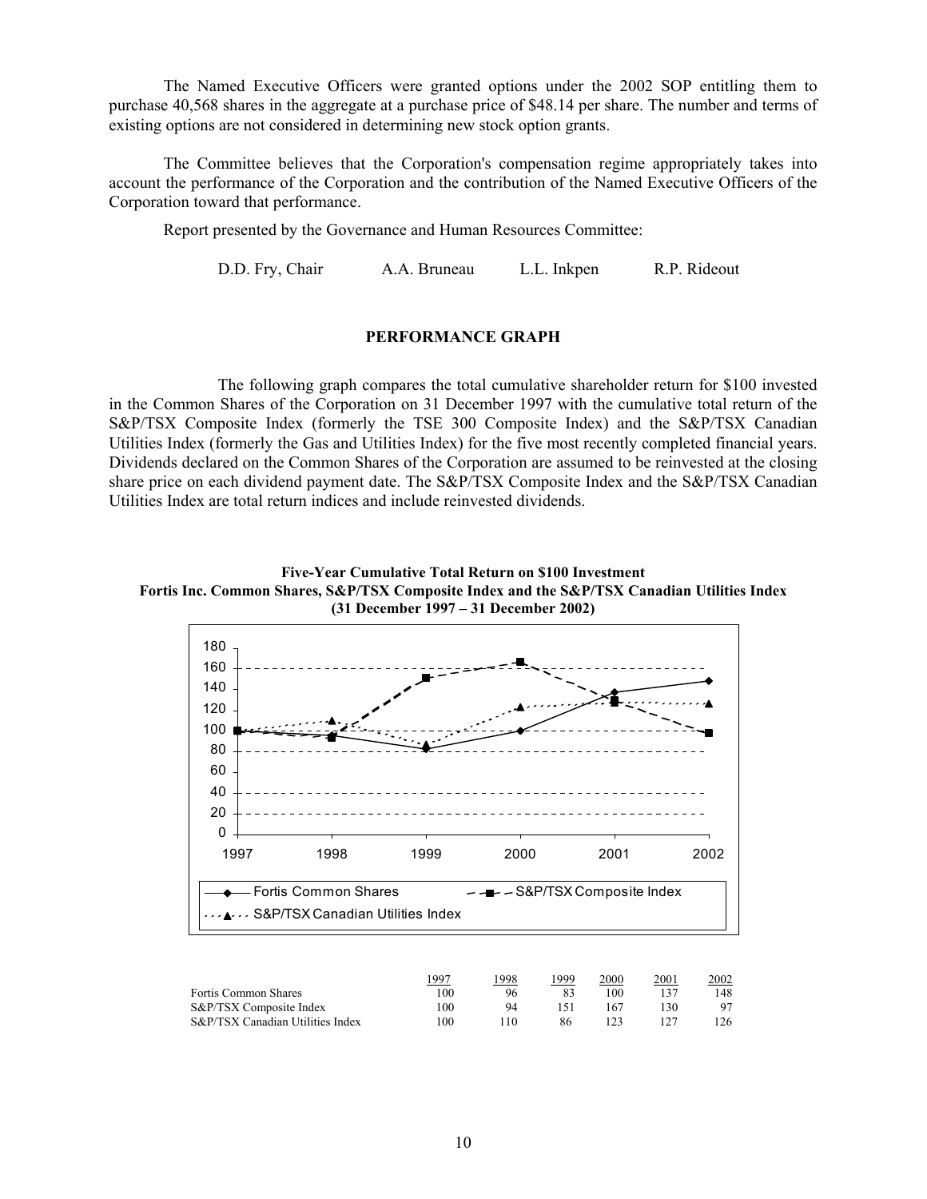The Named Executive Officers were granted options under the 2002 SOP entitling them to purchase 40,568 shares in the aggregate at a purchase price of $48.14 per share. The number and terms of existing options are not considered in determining new stock option grants.

The Committee believes that the Corporation's compensation regime appropriately takes into account the performance of the Corporation and the contribution of the Named Executive Officers of the Corporation toward that performance.

Report presented by the Governance and Human Resources Committee:

D.D. Fry, Chair    A.A. Bruneau    L.L. Inkpen    R.P. Rideout

## PERFORMANCE GRAPH

The following graph compares the total cumulative shareholder return for $100 invested in the Common Shares of the Corporation on 31 December 1997 with the cumulative total return of the S&P/TSX Composite Index (formerly the TSE 300 Composite Index) and the S&P/TSX Canadian Utilities Index (formerly the Gas and Utilities Index) for the five most recently completed financial years. Dividends declared on the Common Shares of the Corporation are assumed to be reinvested at the closing share price on each dividend payment date. The S&P/TSX Composite Index and the S&P/TSX Canadian Utilities Index are total return indices and include reinvested dividends.

**Five-Year Cumulative Total Return on $100 Investment**
**Fortis Inc. Common Shares, S&P/TSX Composite Index and the S&P/TSX Canadian Utilities Index**
**(31 December 1997 – 31 December 2002)**

| | 1997 | 1998 | 1999 | 2000 | 2001 | 2002 |
|---|---|---|---|---|---|---|
| Fortis Common Shares | 100 | 96 | 83 | 100 | 137 | 148 |
| S&P/TSX Composite Index | 100 | 94 | 151 | 167 | 130 | 97 |
| S&P/TSX Canadian Utilities Index | 100 | 110 | 86 | 123 | 127 | 126 |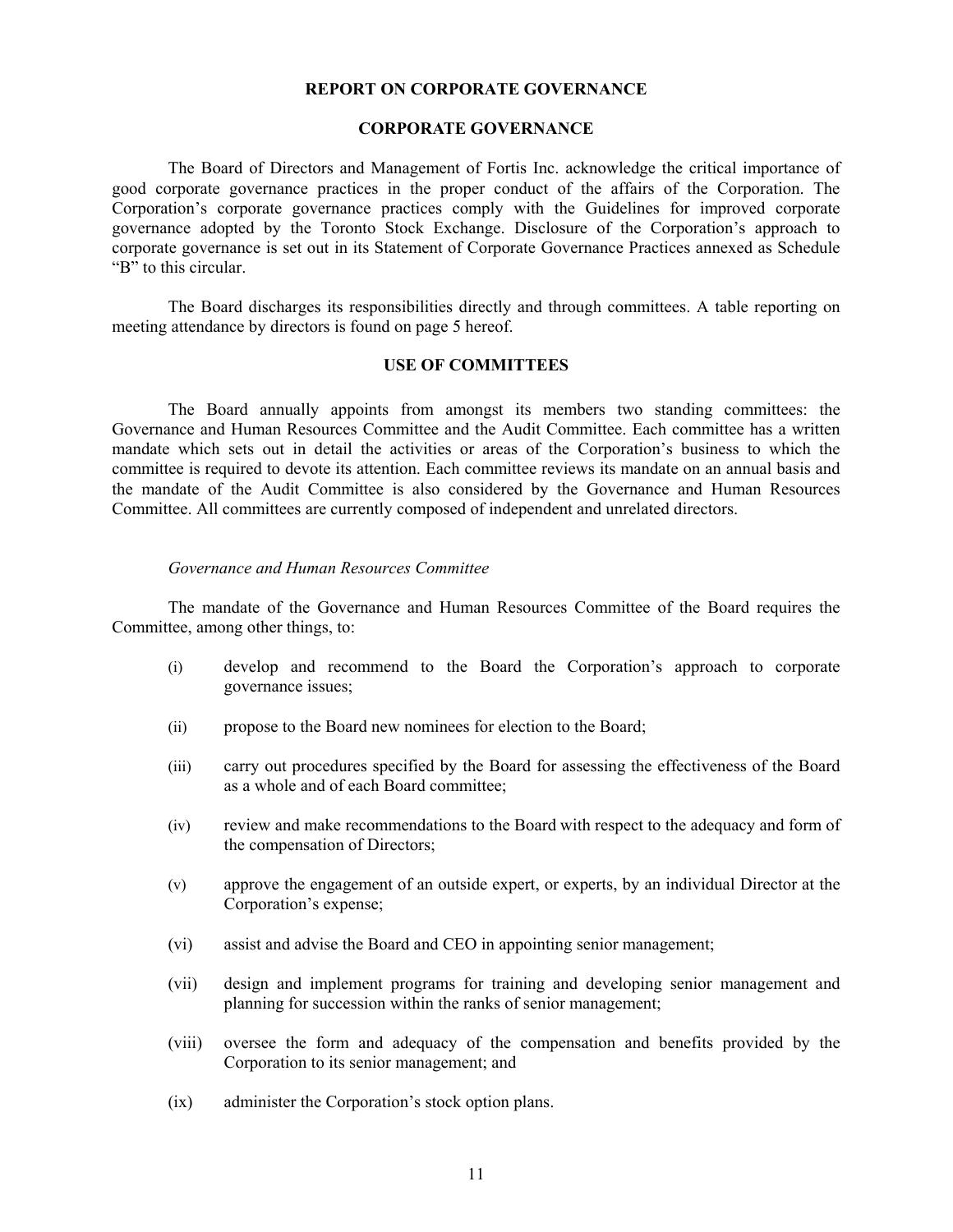# REPORT ON CORPORATE GOVERNANCE

## CORPORATE GOVERNANCE

The Board of Directors and Management of Fortis Inc. acknowledge the critical importance of good corporate governance practices in the proper conduct of the affairs of the Corporation. The Corporation's corporate governance practices comply with the Guidelines for improved corporate governance adopted by the Toronto Stock Exchange. Disclosure of the Corporation's approach to corporate governance is set out in its Statement of Corporate Governance Practices annexed as Schedule "B" to this circular.

The Board discharges its responsibilities directly and through committees. A table reporting on meeting attendance by directors is found on page 5 hereof.

## USE OF COMMITTEES

The Board annually appoints from amongst its members two standing committees: the Governance and Human Resources Committee and the Audit Committee. Each committee has a written mandate which sets out in detail the activities or areas of the Corporation's business to which the committee is required to devote its attention. Each committee reviews its mandate on an annual basis and the mandate of the Audit Committee is also considered by the Governance and Human Resources Committee. All committees are currently composed of independent and unrelated directors.

### *Governance and Human Resources Committee*

The mandate of the Governance and Human Resources Committee of the Board requires the Committee, among other things, to:

(i) develop and recommend to the Board the Corporation's approach to corporate governance issues;

(ii) propose to the Board new nominees for election to the Board;

(iii) carry out procedures specified by the Board for assessing the effectiveness of the Board as a whole and of each Board committee;

(iv) review and make recommendations to the Board with respect to the adequacy and form of the compensation of Directors;

(v) approve the engagement of an outside expert, or experts, by an individual Director at the Corporation's expense;

(vi) assist and advise the Board and CEO in appointing senior management;

(vii) design and implement programs for training and developing senior management and planning for succession within the ranks of senior management;

(viii) oversee the form and adequacy of the compensation and benefits provided by the Corporation to its senior management; and

(ix) administer the Corporation's stock option plans.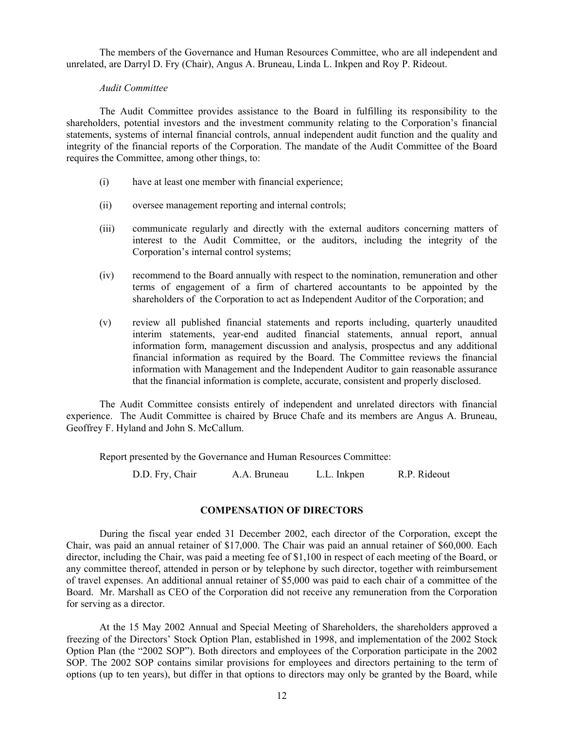The members of the Governance and Human Resources Committee, who are all independent and unrelated, are Darryl D. Fry (Chair), Angus A. Bruneau, Linda L. Inkpen and Roy P. Rideout.

*Audit Committee*

The Audit Committee provides assistance to the Board in fulfilling its responsibility to the shareholders, potential investors and the investment community relating to the Corporation's financial statements, systems of internal financial controls, annual independent audit function and the quality and integrity of the financial reports of the Corporation. The mandate of the Audit Committee of the Board requires the Committee, among other things, to:

(i) have at least one member with financial experience;

(ii) oversee management reporting and internal controls;

(iii) communicate regularly and directly with the external auditors concerning matters of interest to the Audit Committee, or the auditors, including the integrity of the Corporation's internal control systems;

(iv) recommend to the Board annually with respect to the nomination, remuneration and other terms of engagement of a firm of chartered accountants to be appointed by the shareholders of the Corporation to act as Independent Auditor of the Corporation; and

(v) review all published financial statements and reports including, quarterly unaudited interim statements, year-end audited financial statements, annual report, annual information form, management discussion and analysis, prospectus and any additional financial information as required by the Board. The Committee reviews the financial information with Management and the Independent Auditor to gain reasonable assurance that the financial information is complete, accurate, consistent and properly disclosed.

The Audit Committee consists entirely of independent and unrelated directors with financial experience. The Audit Committee is chaired by Bruce Chafe and its members are Angus A. Bruneau, Geoffrey F. Hyland and John S. McCallum.

Report presented by the Governance and Human Resources Committee:

D.D. Fry, Chair    A.A. Bruneau    L.L. Inkpen    R.P. Rideout

## COMPENSATION OF DIRECTORS

During the fiscal year ended 31 December 2002, each director of the Corporation, except the Chair, was paid an annual retainer of $17,000. The Chair was paid an annual retainer of $60,000. Each director, including the Chair, was paid a meeting fee of $1,100 in respect of each meeting of the Board, or any committee thereof, attended in person or by telephone by such director, together with reimbursement of travel expenses. An additional annual retainer of $5,000 was paid to each chair of a committee of the Board. Mr. Marshall as CEO of the Corporation did not receive any remuneration from the Corporation for serving as a director.

At the 15 May 2002 Annual and Special Meeting of Shareholders, the shareholders approved a freezing of the Directors' Stock Option Plan, established in 1998, and implementation of the 2002 Stock Option Plan (the "2002 SOP"). Both directors and employees of the Corporation participate in the 2002 SOP. The 2002 SOP contains similar provisions for employees and directors pertaining to the term of options (up to ten years), but differ in that options to directors may only be granted by the Board, while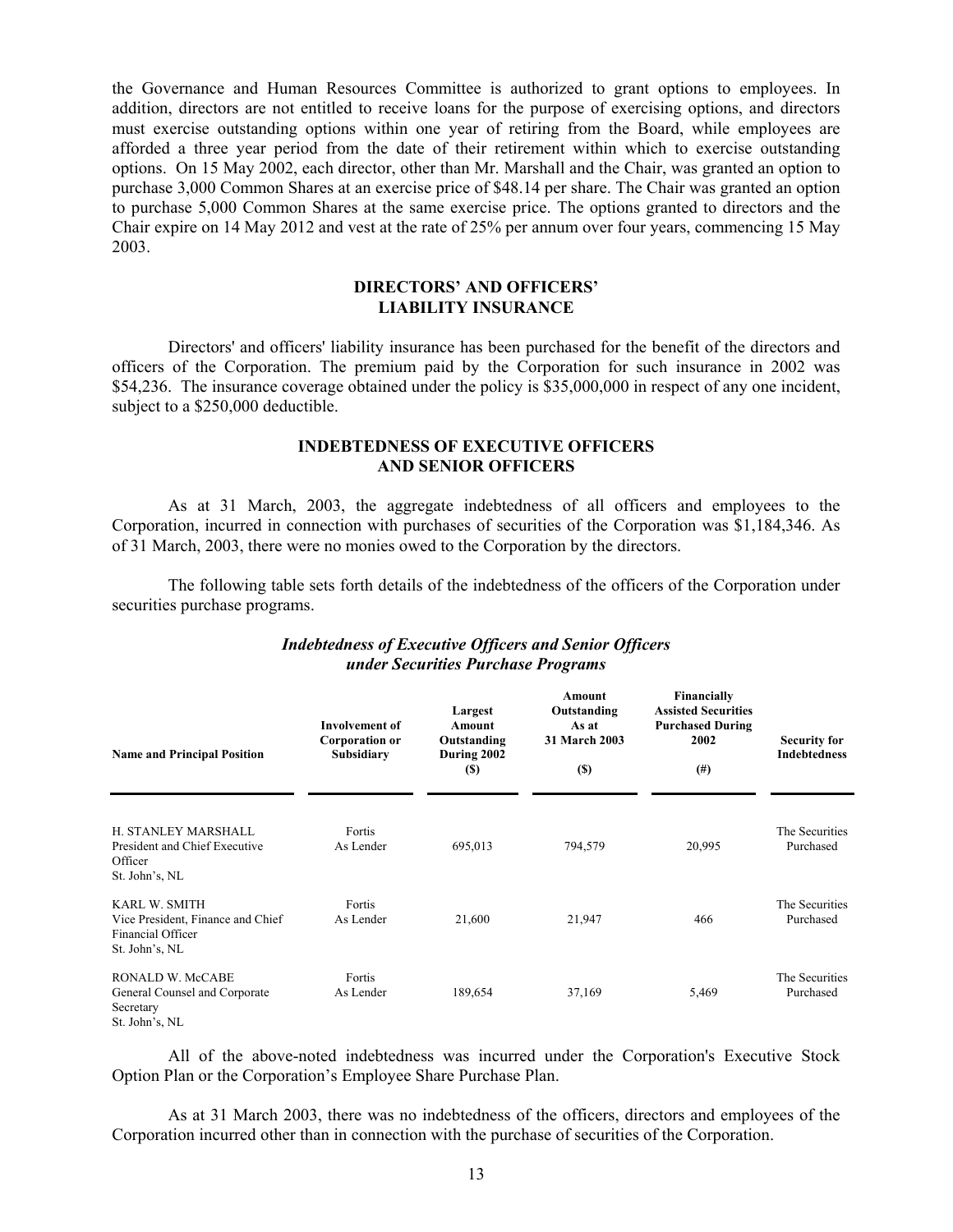the Governance and Human Resources Committee is authorized to grant options to employees. In addition, directors are not entitled to receive loans for the purpose of exercising options, and directors must exercise outstanding options within one year of retiring from the Board, while employees are afforded a three year period from the date of their retirement within which to exercise outstanding options. On 15 May 2002, each director, other than Mr. Marshall and the Chair, was granted an option to purchase 3,000 Common Shares at an exercise price of $48.14 per share. The Chair was granted an option to purchase 5,000 Common Shares at the same exercise price. The options granted to directors and the Chair expire on 14 May 2012 and vest at the rate of 25% per annum over four years, commencing 15 May 2003.

## DIRECTORS' AND OFFICERS' LIABILITY INSURANCE

Directors' and officers' liability insurance has been purchased for the benefit of the directors and officers of the Corporation. The premium paid by the Corporation for such insurance in 2002 was $54,236. The insurance coverage obtained under the policy is $35,000,000 in respect of any one incident, subject to a $250,000 deductible.

## INDEBTEDNESS OF EXECUTIVE OFFICERS AND SENIOR OFFICERS

As at 31 March, 2003, the aggregate indebtedness of all officers and employees to the Corporation, incurred in connection with purchases of securities of the Corporation was $1,184,346. As of 31 March, 2003, there were no monies owed to the Corporation by the directors.

The following table sets forth details of the indebtedness of the officers of the Corporation under securities purchase programs.

***Indebtedness of Executive Officers and Senior Officers under Securities Purchase Programs***

| Name and Principal Position | Involvement of Corporation or Subsidiary | Largest Amount Outstanding During 2002 ($) | Amount Outstanding As at 31 March 2003 ($) | Financially Assisted Securities Purchased During 2002 (#) | Security for Indebtedness |
|---|---|---|---|---|---|
| H. STANLEY MARSHALL<br>President and Chief Executive Officer<br>St. John's, NL | Fortis<br>As Lender | 695,013 | 794,579 | 20,995 | The Securities Purchased |
| KARL W. SMITH<br>Vice President, Finance and Chief Financial Officer<br>St. John's, NL | Fortis<br>As Lender | 21,600 | 21,947 | 466 | The Securities Purchased |
| RONALD W. McCABE<br>General Counsel and Corporate Secretary<br>St. John's, NL | Fortis<br>As Lender | 189,654 | 37,169 | 5,469 | The Securities Purchased |

All of the above-noted indebtedness was incurred under the Corporation's Executive Stock Option Plan or the Corporation's Employee Share Purchase Plan.

As at 31 March 2003, there was no indebtedness of the officers, directors and employees of the Corporation incurred other than in connection with the purchase of securities of the Corporation.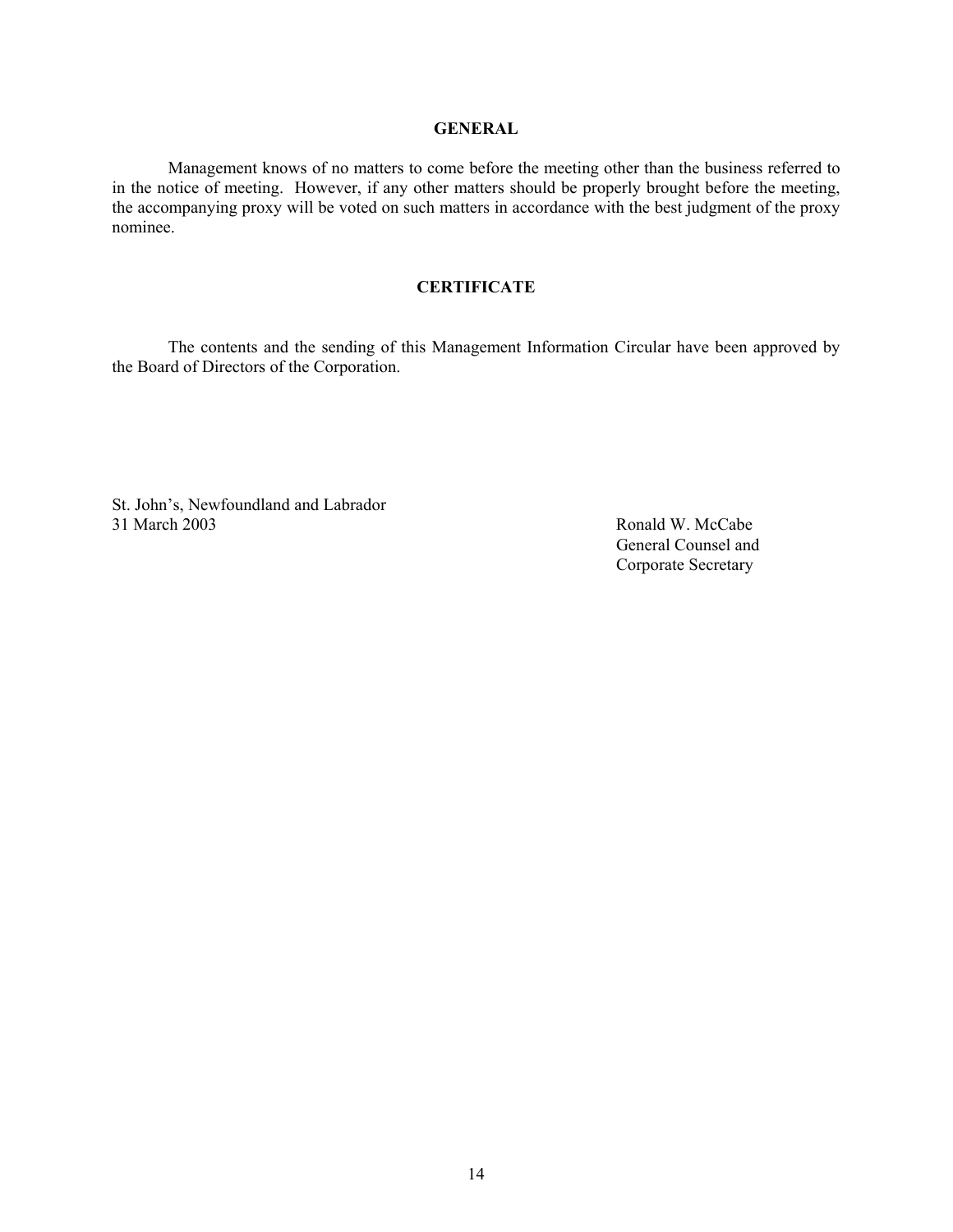## GENERAL

Management knows of no matters to come before the meeting other than the business referred to in the notice of meeting. However, if any other matters should be properly brought before the meeting, the accompanying proxy will be voted on such matters in accordance with the best judgment of the proxy nominee.

## CERTIFICATE

The contents and the sending of this Management Information Circular have been approved by the Board of Directors of the Corporation.

St. John's, Newfoundland and Labrador
31 March 2003

Ronald W. McCabe
General Counsel and
Corporate Secretary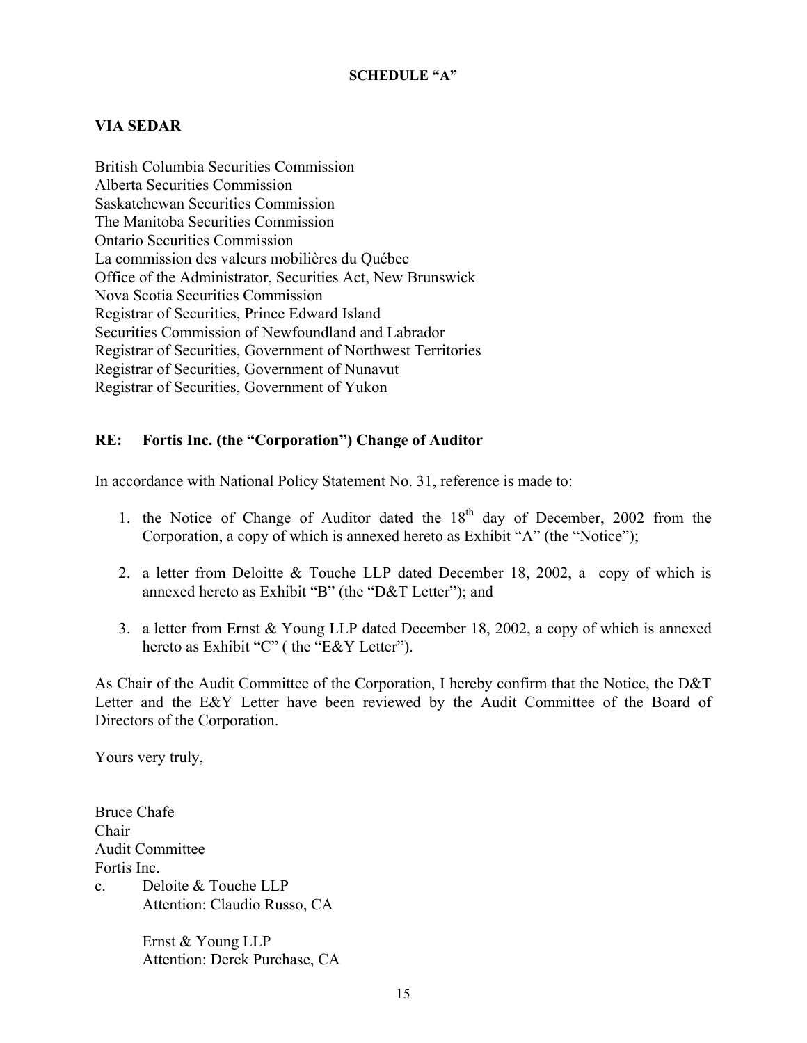**SCHEDULE "A"**

**VIA SEDAR**

British Columbia Securities Commission
Alberta Securities Commission
Saskatchewan Securities Commission
The Manitoba Securities Commission
Ontario Securities Commission
La commission des valeurs mobilières du Québec
Office of the Administrator, Securities Act, New Brunswick
Nova Scotia Securities Commission
Registrar of Securities, Prince Edward Island
Securities Commission of Newfoundland and Labrador
Registrar of Securities, Government of Northwest Territories
Registrar of Securities, Government of Nunavut
Registrar of Securities, Government of Yukon

**RE: Fortis Inc. (the "Corporation") Change of Auditor**

In accordance with National Policy Statement No. 31, reference is made to:

1. the Notice of Change of Auditor dated the 18th day of December, 2002 from the Corporation, a copy of which is annexed hereto as Exhibit "A" (the "Notice");

2. a letter from Deloitte & Touche LLP dated December 18, 2002, a copy of which is annexed hereto as Exhibit "B" (the "D&T Letter"); and

3. a letter from Ernst & Young LLP dated December 18, 2002, a copy of which is annexed hereto as Exhibit "C" ( the "E&Y Letter").

As Chair of the Audit Committee of the Corporation, I hereby confirm that the Notice, the D&T Letter and the E&Y Letter have been reviewed by the Audit Committee of the Board of Directors of the Corporation.

Yours very truly,

Bruce Chafe
Chair
Audit Committee
Fortis Inc.

c. Deloite & Touche LLP
Attention: Claudio Russo, CA

Ernst & Young LLP
Attention: Derek Purchase, CA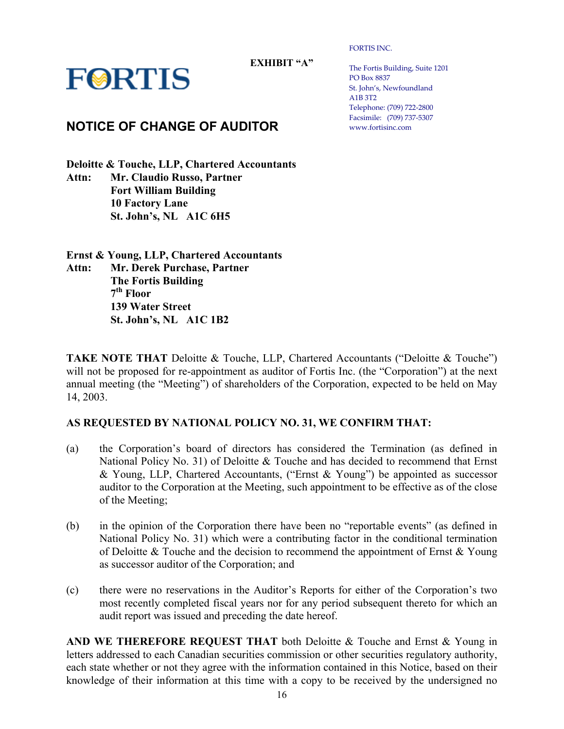**EXHIBIT "A"**

FORTIS

FORTIS INC.

The Fortis Building, Suite 1201
PO Box 8837
St. John's, Newfoundland
A1B 3T2
Telephone: (709) 722-2800
Facsimile: (709) 737-5307
www.fortisinc.com

# NOTICE OF CHANGE OF AUDITOR

**Deloitte & Touche, LLP, Chartered Accountants**
**Attn: Mr. Claudio Russo, Partner**
**Fort William Building**
**10 Factory Lane**
**St. John's, NL A1C 6H5**

**Ernst & Young, LLP, Chartered Accountants**
**Attn: Mr. Derek Purchase, Partner**
**The Fortis Building**
**7th Floor**
**139 Water Street**
**St. John's, NL A1C 1B2**

**TAKE NOTE THAT** Deloitte & Touche, LLP, Chartered Accountants ("Deloitte & Touche") will not be proposed for re-appointment as auditor of Fortis Inc. (the "Corporation") at the next annual meeting (the "Meeting") of shareholders of the Corporation, expected to be held on May 14, 2003.

**AS REQUESTED BY NATIONAL POLICY NO. 31, WE CONFIRM THAT:**

(a) the Corporation's board of directors has considered the Termination (as defined in National Policy No. 31) of Deloitte & Touche and has decided to recommend that Ernst & Young, LLP, Chartered Accountants, ("Ernst & Young") be appointed as successor auditor to the Corporation at the Meeting, such appointment to be effective as of the close of the Meeting;

(b) in the opinion of the Corporation there have been no "reportable events" (as defined in National Policy No. 31) which were a contributing factor in the conditional termination of Deloitte & Touche and the decision to recommend the appointment of Ernst & Young as successor auditor of the Corporation; and

(c) there were no reservations in the Auditor's Reports for either of the Corporation's two most recently completed fiscal years nor for any period subsequent thereto for which an audit report was issued and preceding the date hereof.

**AND WE THEREFORE REQUEST THAT** both Deloitte & Touche and Ernst & Young in letters addressed to each Canadian securities commission or other securities regulatory authority, each state whether or not they agree with the information contained in this Notice, based on their knowledge of their information at this time with a copy to be received by the undersigned no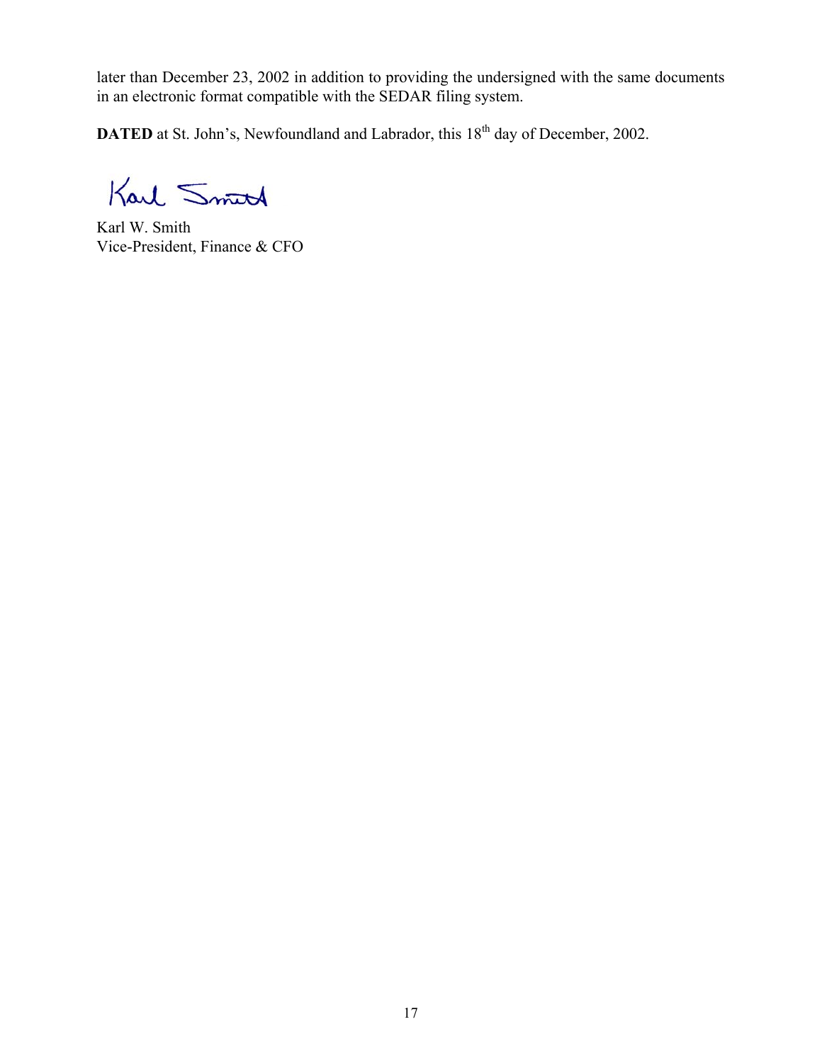later than December 23, 2002 in addition to providing the undersigned with the same documents in an electronic format compatible with the SEDAR filing system.

**DATED** at St. John's, Newfoundland and Labrador, this 18th day of December, 2002.

Karl Smith

Karl W. Smith
Vice-President, Finance & CFO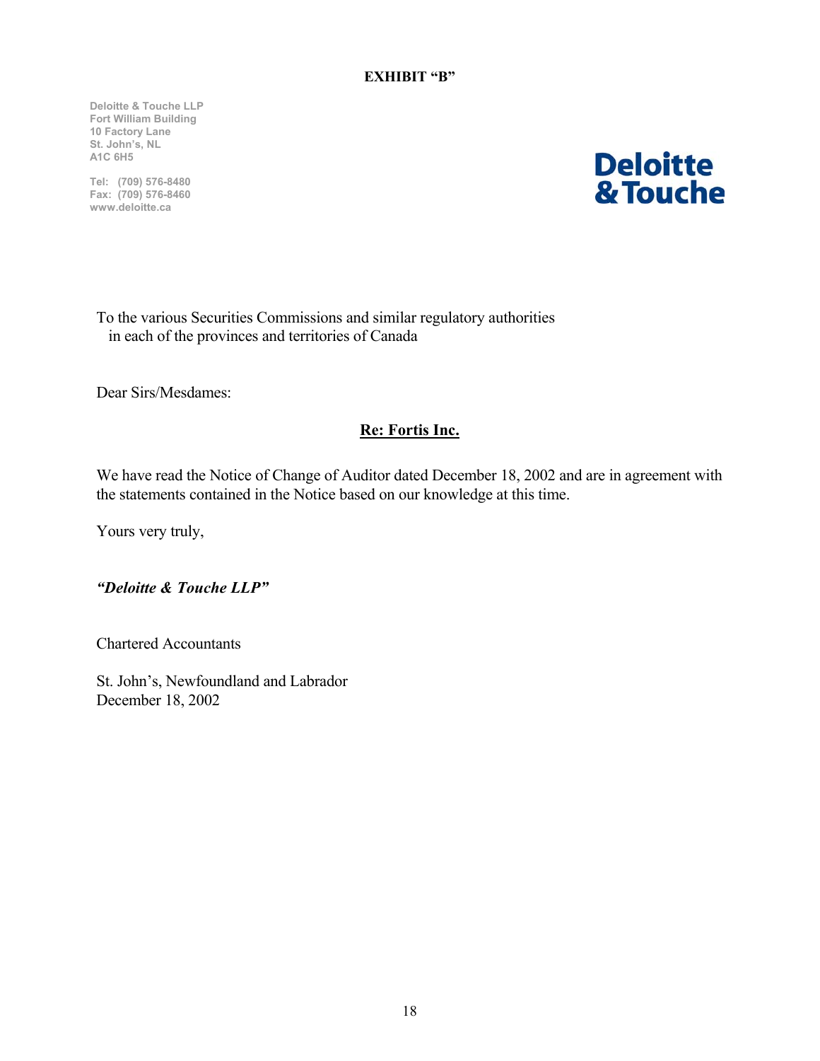**EXHIBIT "B"**

Deloitte & Touche LLP
Fort William Building
10 Factory Lane
St. John's, NL
A1C 6H5

Tel: (709) 576-8480
Fax: (709) 576-8460
www.deloitte.ca

**Deloitte & Touche**

To the various Securities Commissions and similar regulatory authorities
in each of the provinces and territories of Canada

Dear Sirs/Mesdames:

**Re: Fortis Inc.**

We have read the Notice of Change of Auditor dated December 18, 2002 and are in agreement with the statements contained in the Notice based on our knowledge at this time.

Yours very truly,

***"Deloitte & Touche LLP"***

Chartered Accountants

St. John's, Newfoundland and Labrador
December 18, 2002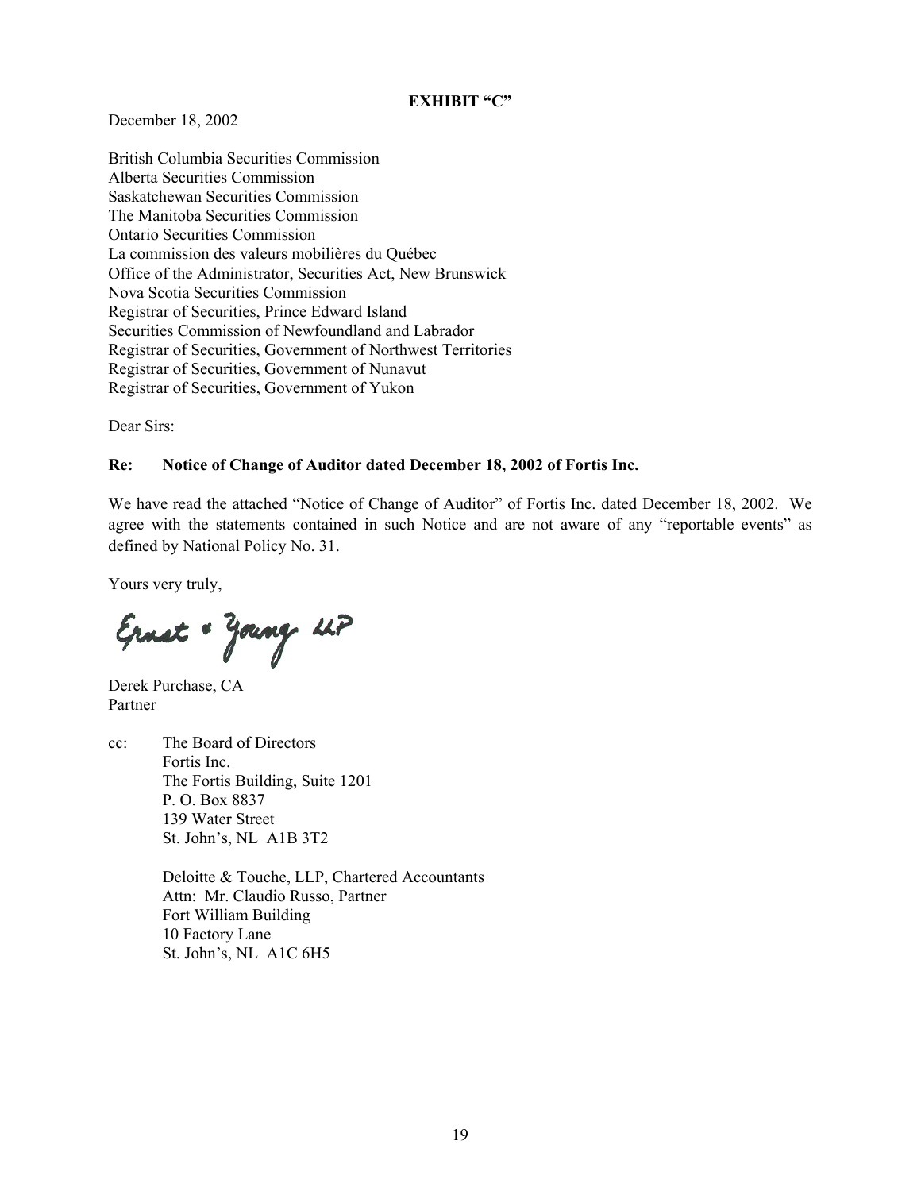**EXHIBIT "C"**

December 18, 2002

British Columbia Securities Commission
Alberta Securities Commission
Saskatchewan Securities Commission
The Manitoba Securities Commission
Ontario Securities Commission
La commission des valeurs mobilières du Québec
Office of the Administrator, Securities Act, New Brunswick
Nova Scotia Securities Commission
Registrar of Securities, Prince Edward Island
Securities Commission of Newfoundland and Labrador
Registrar of Securities, Government of Northwest Territories
Registrar of Securities, Government of Nunavut
Registrar of Securities, Government of Yukon

Dear Sirs:

**Re: Notice of Change of Auditor dated December 18, 2002 of Fortis Inc.**

We have read the attached "Notice of Change of Auditor" of Fortis Inc. dated December 18, 2002. We agree with the statements contained in such Notice and are not aware of any "reportable events" as defined by National Policy No. 31.

Yours very truly,

Ernst & Young LLP

Derek Purchase, CA
Partner

cc: The Board of Directors
Fortis Inc.
The Fortis Building, Suite 1201
P. O. Box 8837
139 Water Street
St. John's, NL A1B 3T2

Deloitte & Touche, LLP, Chartered Accountants
Attn: Mr. Claudio Russo, Partner
Fort William Building
10 Factory Lane
St. John's, NL A1C 6H5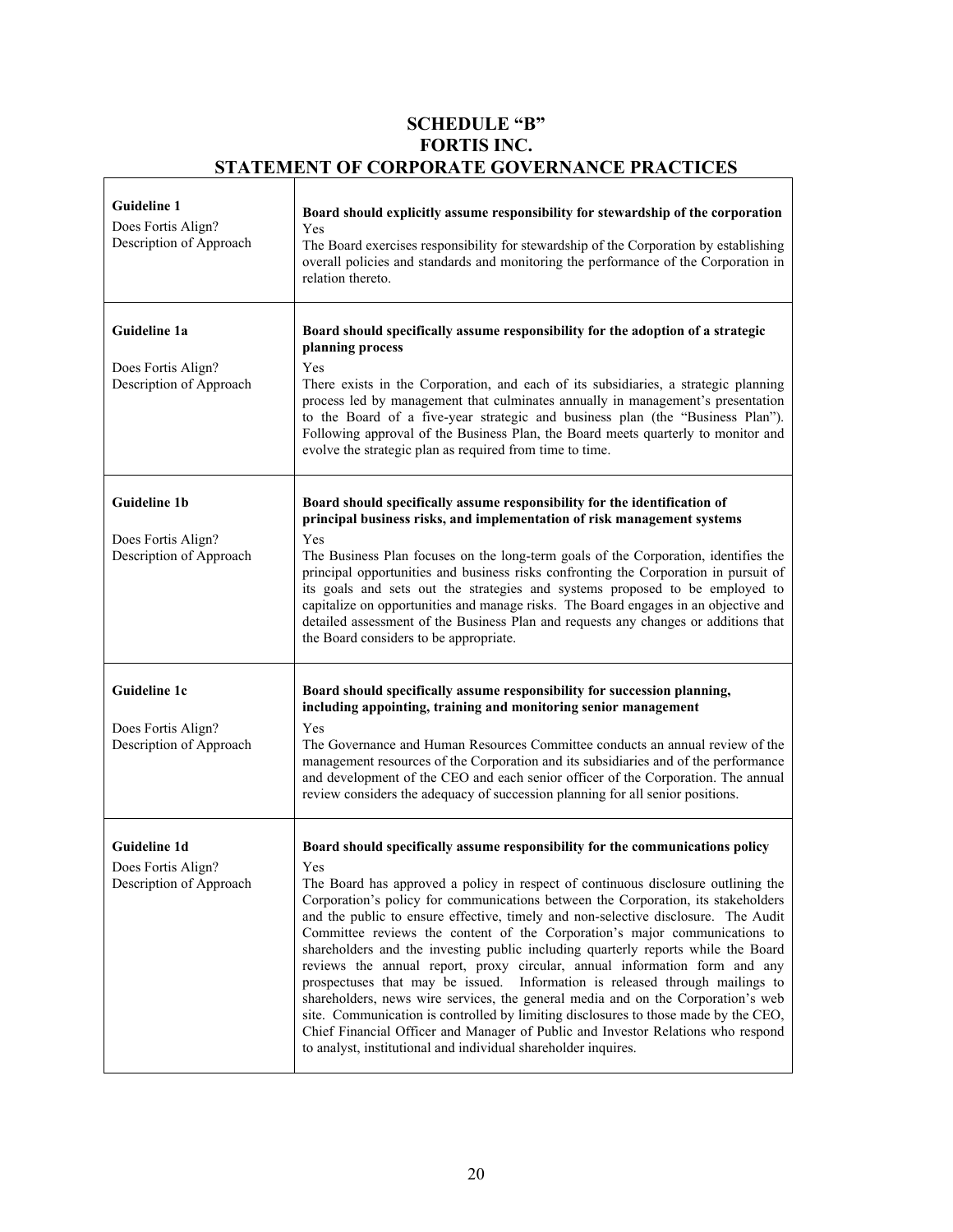# SCHEDULE "B"
# FORTIS INC.
# STATEMENT OF CORPORATE GOVERNANCE PRACTICES

| | |
|---|---|
| **Guideline 1**<br>Does Fortis Align?<br>Description of Approach | **Board should explicitly assume responsibility for stewardship of the corporation**<br>Yes<br>The Board exercises responsibility for stewardship of the Corporation by establishing overall policies and standards and monitoring the performance of the Corporation in relation thereto. |
| **Guideline 1a**<br>Does Fortis Align?<br>Description of Approach | **Board should specifically assume responsibility for the adoption of a strategic planning process**<br>Yes<br>There exists in the Corporation, and each of its subsidiaries, a strategic planning process led by management that culminates annually in management's presentation to the Board of a five-year strategic and business plan (the "Business Plan"). Following approval of the Business Plan, the Board meets quarterly to monitor and evolve the strategic plan as required from time to time. |
| **Guideline 1b**<br>Does Fortis Align?<br>Description of Approach | **Board should specifically assume responsibility for the identification of principal business risks, and implementation of risk management systems**<br>Yes<br>The Business Plan focuses on the long-term goals of the Corporation, identifies the principal opportunities and business risks confronting the Corporation in pursuit of its goals and sets out the strategies and systems proposed to be employed to capitalize on opportunities and manage risks. The Board engages in an objective and detailed assessment of the Business Plan and requests any changes or additions that the Board considers to be appropriate. |
| **Guideline 1c**<br>Does Fortis Align?<br>Description of Approach | **Board should specifically assume responsibility for succession planning, including appointing, training and monitoring senior management**<br>Yes<br>The Governance and Human Resources Committee conducts an annual review of the management resources of the Corporation and its subsidiaries and of the performance and development of the CEO and each senior officer of the Corporation. The annual review considers the adequacy of succession planning for all senior positions. |
| **Guideline 1d**<br>Does Fortis Align?<br>Description of Approach | **Board should specifically assume responsibility for the communications policy**<br>Yes<br>The Board has approved a policy in respect of continuous disclosure outlining the Corporation's policy for communications between the Corporation, its stakeholders and the public to ensure effective, timely and non-selective disclosure. The Audit Committee reviews the content of the Corporation's major communications to shareholders and the investing public including quarterly reports while the Board reviews the annual report, proxy circular, annual information form and any prospectuses that may be issued. Information is released through mailings to shareholders, news wire services, the general media and on the Corporation's web site. Communication is controlled by limiting disclosures to those made by the CEO, Chief Financial Officer and Manager of Public and Investor Relations who respond to analyst, institutional and individual shareholder inquires. |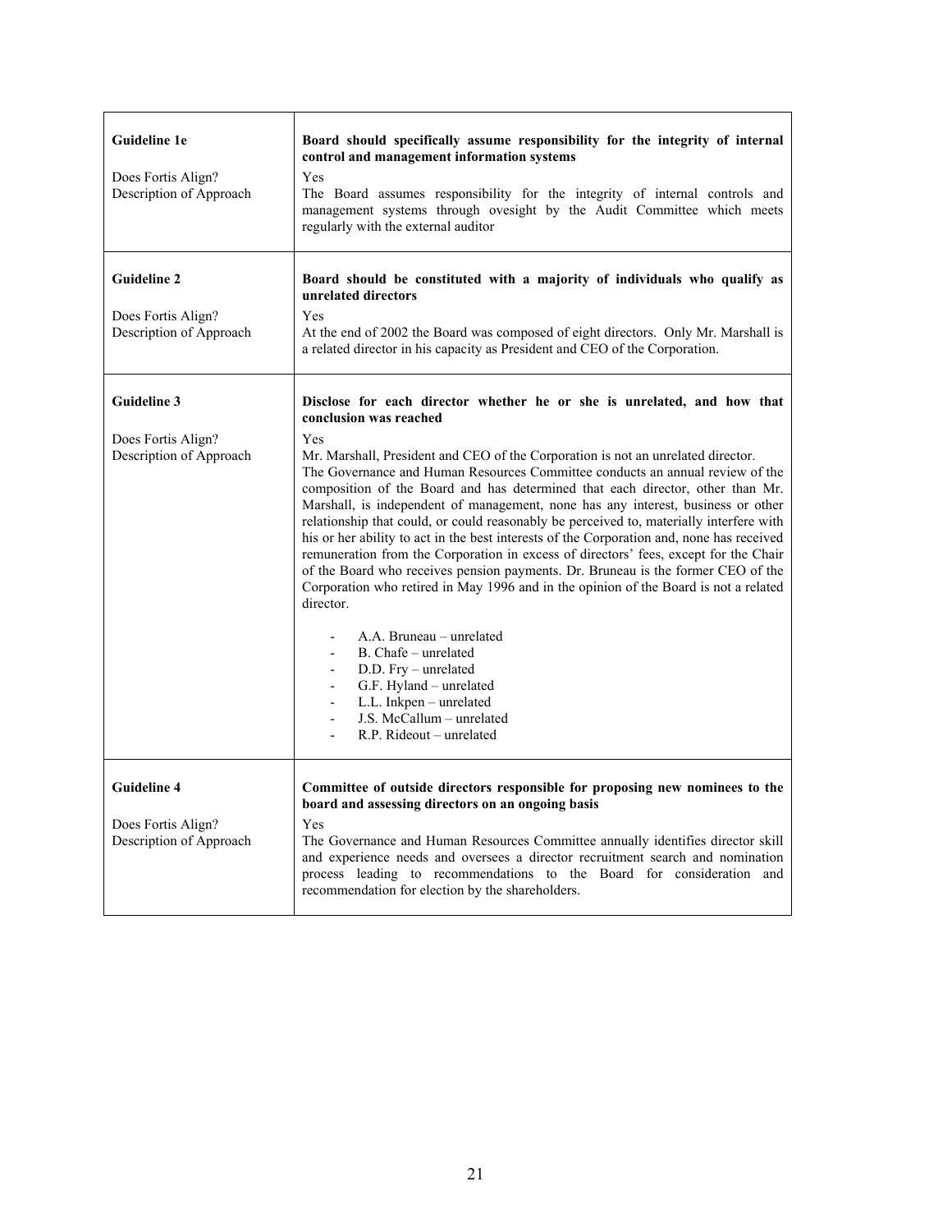| | |
|---|---|
| **Guideline 1e** | **Board should specifically assume responsibility for the integrity of internal control and management information systems** |
| Does Fortis Align? | Yes |
| Description of Approach | The Board assumes responsibility for the integrity of internal controls and management systems through ovesight by the Audit Committee which meets regularly with the external auditor |
| **Guideline 2** | **Board should be constituted with a majority of individuals who qualify as unrelated directors** |
| Does Fortis Align? | Yes |
| Description of Approach | At the end of 2002 the Board was composed of eight directors. Only Mr. Marshall is a related director in his capacity as President and CEO of the Corporation. |
| **Guideline 3** | **Disclose for each director whether he or she is unrelated, and how that conclusion was reached** |
| Does Fortis Align? | Yes |
| Description of Approach | Mr. Marshall, President and CEO of the Corporation is not an unrelated director. The Governance and Human Resources Committee conducts an annual review of the composition of the Board and has determined that each director, other than Mr. Marshall, is independent of management, none has any interest, business or other relationship that could, or could reasonably be perceived to, materially interfere with his or her ability to act in the best interests of the Corporation and, none has received remuneration from the Corporation in excess of directors' fees, except for the Chair of the Board who receives pension payments. Dr. Bruneau is the former CEO of the Corporation who retired in May 1996 and in the opinion of the Board is not a related director.<br><br>- A.A. Bruneau – unrelated<br>- B. Chafe – unrelated<br>- D.D. Fry – unrelated<br>- G.F. Hyland – unrelated<br>- L.L. Inkpen – unrelated<br>- J.S. McCallum – unrelated<br>- R.P. Rideout – unrelated |
| **Guideline 4** | **Committee of outside directors responsible for proposing new nominees to the board and assessing directors on an ongoing basis** |
| Does Fortis Align? | Yes |
| Description of Approach | The Governance and Human Resources Committee annually identifies director skill and experience needs and oversees a director recruitment search and nomination process leading to recommendations to the Board for consideration and recommendation for election by the shareholders. |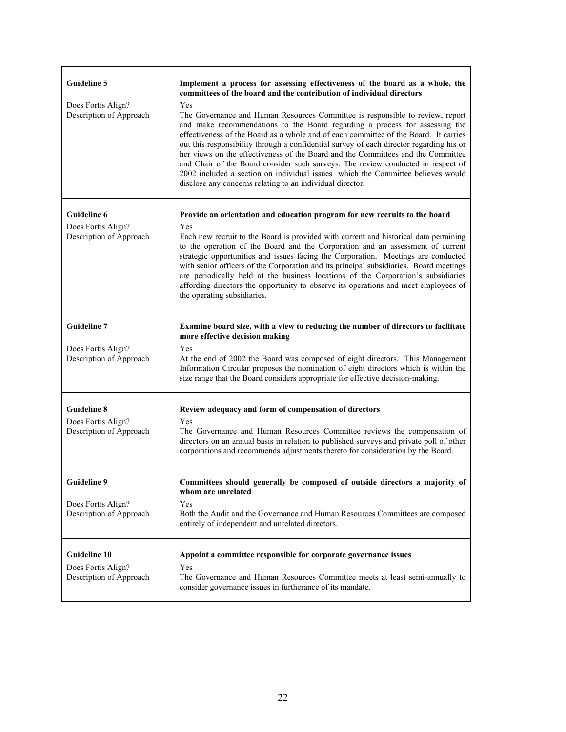| | |
|---|---|
| **Guideline 5** | **Implement a process for assessing effectiveness of the board as a whole, the committees of the board and the contribution of individual directors** |
| Does Fortis Align? | Yes |
| Description of Approach | The Governance and Human Resources Committee is responsible to review, report and make recommendations to the Board regarding a process for assessing the effectiveness of the Board as a whole and of each committee of the Board. It carries out this responsibility through a confidential survey of each director regarding his or her views on the effectiveness of the Board and the Committees and the Committee and Chair of the Board consider such surveys. The review conducted in respect of 2002 included a section on individual issues which the Committee believes would disclose any concerns relating to an individual director. |
| **Guideline 6** | **Provide an orientation and education program for new recruits to the board** |
| Does Fortis Align? | Yes |
| Description of Approach | Each new recruit to the Board is provided with current and historical data pertaining to the operation of the Board and the Corporation and an assessment of current strategic opportunities and issues facing the Corporation. Meetings are conducted with senior officers of the Corporation and its principal subsidiaries. Board meetings are periodically held at the business locations of the Corporation's subsidiaries affording directors the opportunity to observe its operations and meet employees of the operating subsidiaries. |
| **Guideline 7** | **Examine board size, with a view to reducing the number of directors to facilitate more effective decision making** |
| Does Fortis Align? | Yes |
| Description of Approach | At the end of 2002 the Board was composed of eight directors. This Management Information Circular proposes the nomination of eight directors which is within the size range that the Board considers appropriate for effective decision-making. |
| **Guideline 8** | **Review adequacy and form of compensation of directors** |
| Does Fortis Align? | Yes |
| Description of Approach | The Governance and Human Resources Committee reviews the compensation of directors on an annual basis in relation to published surveys and private poll of other corporations and recommends adjustments thereto for consideration by the Board. |
| **Guideline 9** | **Committees should generally be composed of outside directors a majority of whom are unrelated** |
| Does Fortis Align? | Yes |
| Description of Approach | Both the Audit and the Governance and Human Resources Committees are composed entirely of independent and unrelated directors. |
| **Guideline 10** | **Appoint a committee responsible for corporate governance issues** |
| Does Fortis Align? | Yes |
| Description of Approach | The Governance and Human Resources Committee meets at least semi-annually to consider governance issues in furtherance of its mandate. |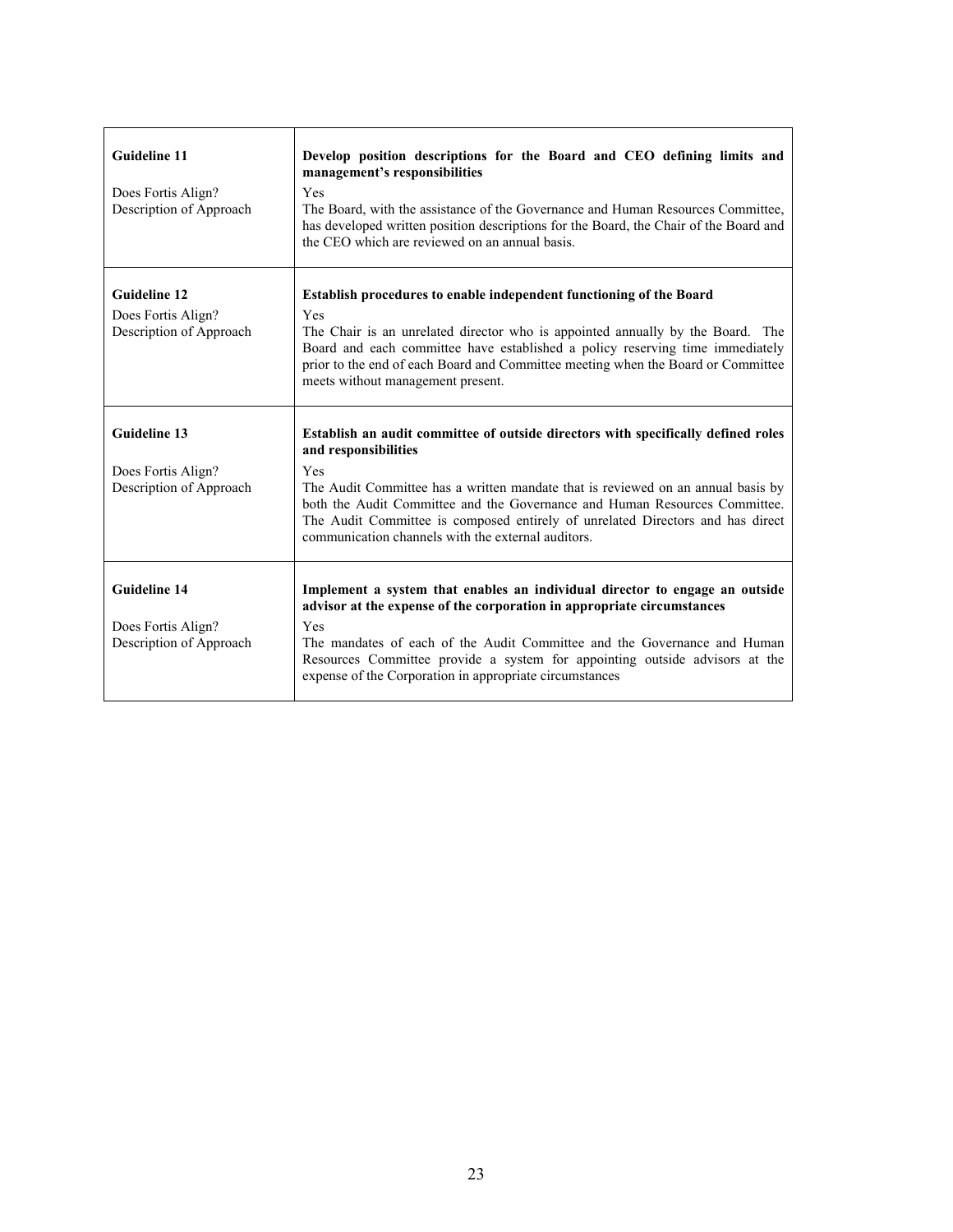| | |
|---|---|
| **Guideline 11**<br><br>Does Fortis Align?<br>Description of Approach | **Develop position descriptions for the Board and CEO defining limits and management's responsibilities**<br><br>Yes<br>The Board, with the assistance of the Governance and Human Resources Committee, has developed written position descriptions for the Board, the Chair of the Board and the CEO which are reviewed on an annual basis. |
| **Guideline 12**<br><br>Does Fortis Align?<br>Description of Approach | **Establish procedures to enable independent functioning of the Board**<br><br>Yes<br>The Chair is an unrelated director who is appointed annually by the Board. The Board and each committee have established a policy reserving time immediately prior to the end of each Board and Committee meeting when the Board or Committee meets without management present. |
| **Guideline 13**<br><br>Does Fortis Align?<br>Description of Approach | **Establish an audit committee of outside directors with specifically defined roles and responsibilities**<br><br>Yes<br>The Audit Committee has a written mandate that is reviewed on an annual basis by both the Audit Committee and the Governance and Human Resources Committee. The Audit Committee is composed entirely of unrelated Directors and has direct communication channels with the external auditors. |
| **Guideline 14**<br><br>Does Fortis Align?<br>Description of Approach | **Implement a system that enables an individual director to engage an outside advisor at the expense of the corporation in appropriate circumstances**<br><br>Yes<br>The mandates of each of the Audit Committee and the Governance and Human Resources Committee provide a system for appointing outside advisors at the expense of the Corporation in appropriate circumstances |